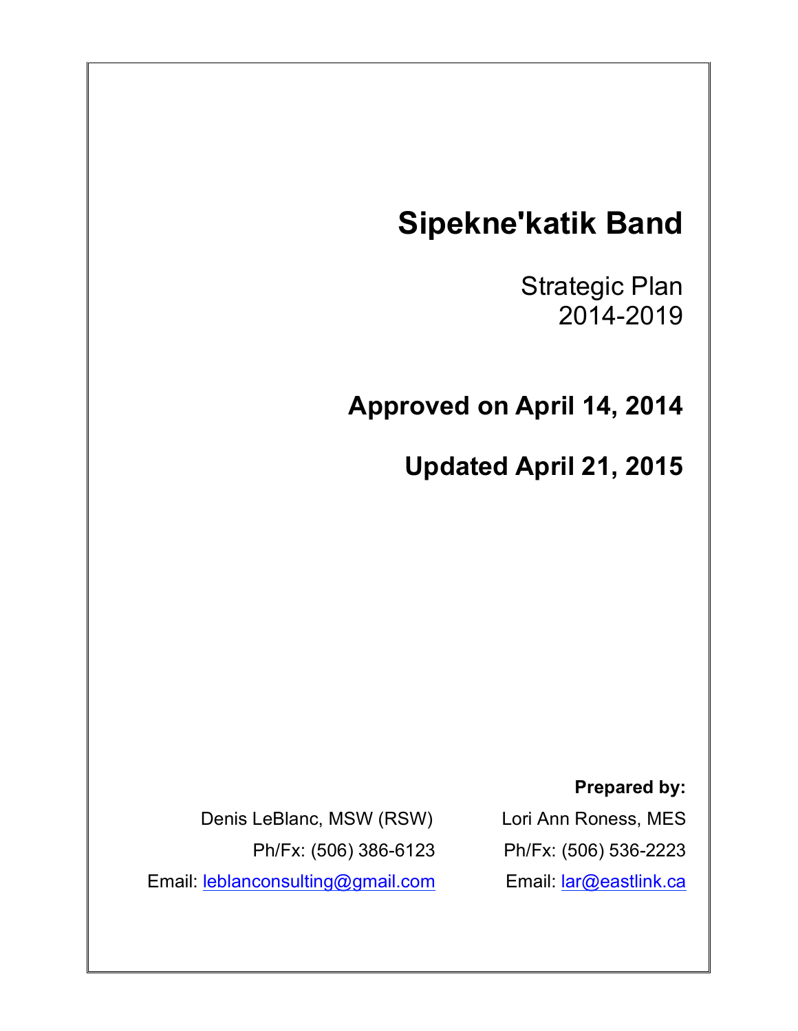# Sipekne'katik Band

Strategic Plan
2014-2019

**Approved on April 14, 2014**

**Updated April 21, 2015**

**Prepared by:**

Denis LeBlanc, MSW (RSW)
Ph/Fx: (506) 386-6123
Email: leblanconsulting@gmail.com

Lori Ann Roness, MES
Ph/Fx: (506) 536-2223
Email: lar@eastlink.ca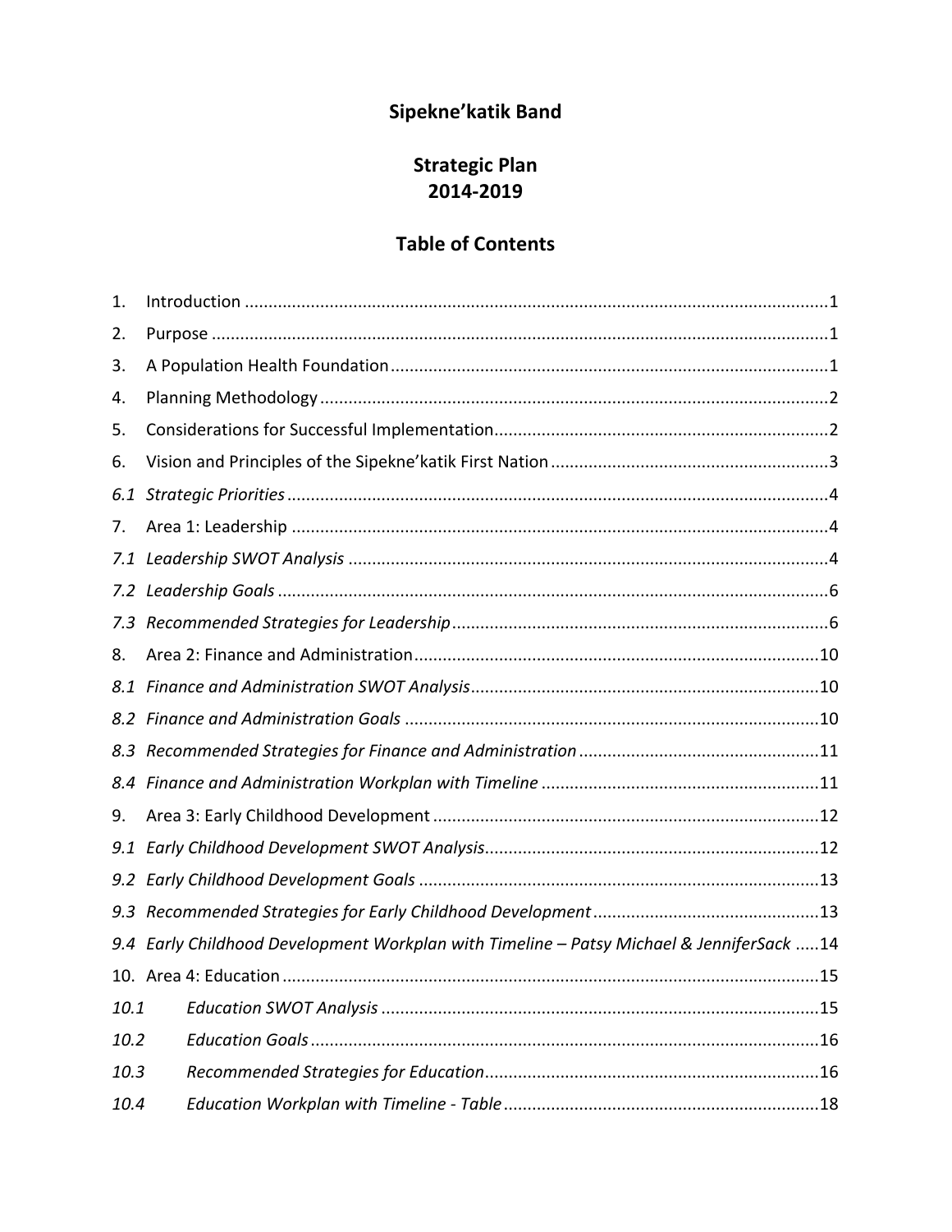# Sipekne'katik Band

## Strategic Plan
## 2014-2019

## Table of Contents

1. Introduction ....................................................................................................................1
2. Purpose ..........................................................................................................................1
3. A Population Health Foundation .....................................................................................1
4. Planning Methodology ....................................................................................................2
5. Considerations for Successful Implementation................................................................2
6. Vision and Principles of the Sipekne'katik First Nation ....................................................3

*6.1 Strategic Priorities* ...........................................................................................................4

7. Area 1: Leadership ...........................................................................................................4

*7.1 Leadership SWOT Analysis* ...............................................................................................4

*7.2 Leadership Goals* ..............................................................................................................6

*7.3 Recommended Strategies for Leadership* .........................................................................6

8. Area 2: Finance and Administration.................................................................................10

*8.1 Finance and Administration SWOT Analysis*.....................................................................10

*8.2 Finance and Administration Goals* ...................................................................................10

*8.3 Recommended Strategies for Finance and Administration* ..............................................11

*8.4 Finance and Administration Workplan with Timeline* ......................................................11

9. Area 3: Early Childhood Development .............................................................................12

*9.1 Early Childhood Development SWOT Analysis*..................................................................12

*9.2 Early Childhood Development Goals* ................................................................................13

*9.3 Recommended Strategies for Early Childhood Development* ...........................................13

*9.4 Early Childhood Development Workplan with Timeline – Patsy Michael & JenniferSack* .....14

10. Area 4: Education ..........................................................................................................15

*10.1 Education SWOT Analysis* ..............................................................................................15

*10.2 Education Goals* ............................................................................................................16

*10.3 Recommended Strategies for Education*........................................................................16

*10.4 Education Workplan with Timeline - Table* ....................................................................18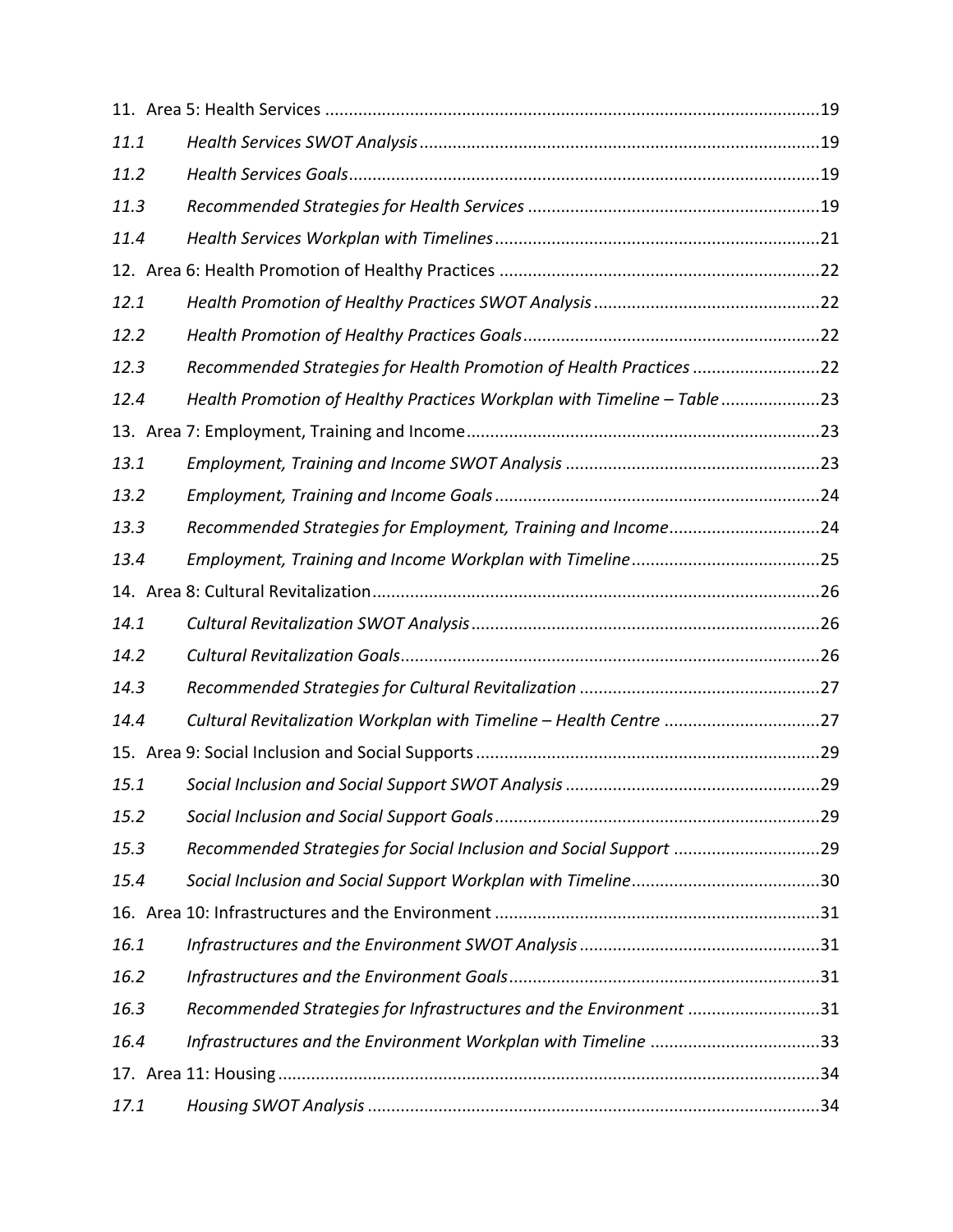11. Area 5: Health Services ........................................................................................................19

| | | |
|---|---|---|
| *11.1* | *Health Services SWOT Analysis* | 19 |
| *11.2* | *Health Services Goals* | 19 |
| *11.3* | *Recommended Strategies for Health Services* | 19 |
| *11.4* | *Health Services Workplan with Timelines* | 21 |

12. Area 6: Health Promotion of Healthy Practices ....................................................................22

| | | |
|---|---|---|
| *12.1* | *Health Promotion of Healthy Practices SWOT Analysis* | 22 |
| *12.2* | *Health Promotion of Healthy Practices Goals* | 22 |
| *12.3* | *Recommended Strategies for Health Promotion of Health Practices* | 22 |
| *12.4* | *Health Promotion of Healthy Practices Workplan with Timeline – Table* | 23 |

13. Area 7: Employment, Training and Income...........................................................................23

| | | |
|---|---|---|
| *13.1* | *Employment, Training and Income SWOT Analysis* | 23 |
| *13.2* | *Employment, Training and Income Goals* | 24 |
| *13.3* | *Recommended Strategies for Employment, Training and Income* | 24 |
| *13.4* | *Employment, Training and Income Workplan with Timeline* | 25 |

14. Area 8: Cultural Revitalization...............................................................................................26

| | | |
|---|---|---|
| *14.1* | *Cultural Revitalization SWOT Analysis* | 26 |
| *14.2* | *Cultural Revitalization Goals* | 26 |
| *14.3* | *Recommended Strategies for Cultural Revitalization* | 27 |
| *14.4* | *Cultural Revitalization Workplan with Timeline – Health Centre* | 27 |

15. Area 9: Social Inclusion and Social Supports .........................................................................29

| | | |
|---|---|---|
| *15.1* | *Social Inclusion and Social Support SWOT Analysis* | 29 |
| *15.2* | *Social Inclusion and Social Support Goals* | 29 |
| *15.3* | *Recommended Strategies for Social Inclusion and Social Support* | 29 |
| *15.4* | *Social Inclusion and Social Support Workplan with Timeline* | 30 |

16. Area 10: Infrastructures and the Environment .....................................................................31

| | | |
|---|---|---|
| *16.1* | *Infrastructures and the Environment SWOT Analysis* | 31 |
| *16.2* | *Infrastructures and the Environment Goals* | 31 |
| *16.3* | *Recommended Strategies for Infrastructures and the Environment* | 31 |
| *16.4* | *Infrastructures and the Environment Workplan with Timeline* | 33 |

17. Area 11: Housing ...................................................................................................................34

| | | |
|---|---|---|
| *17.1* | *Housing SWOT Analysis* | 34 |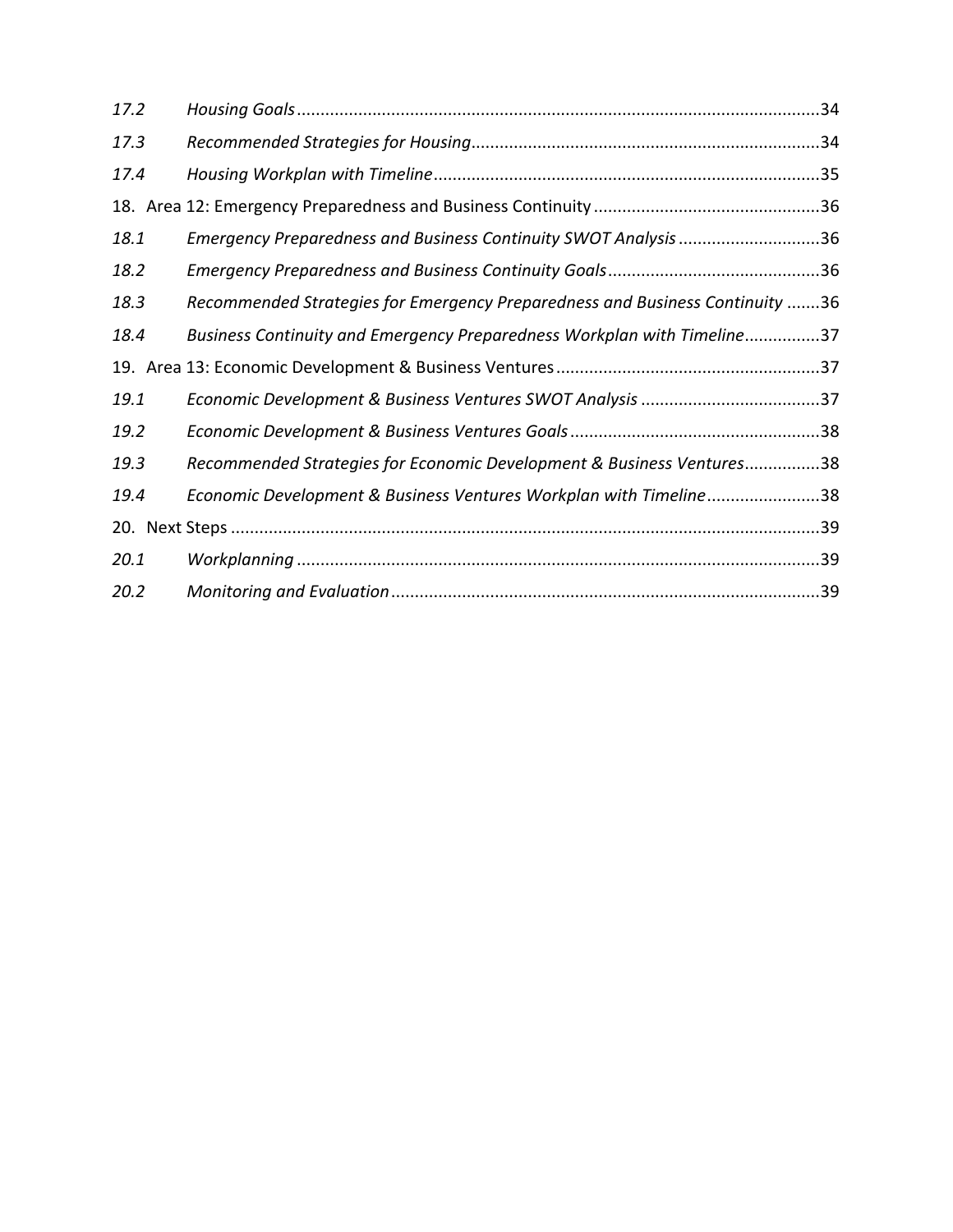*17.2 Housing Goals* ... 34

*17.3 Recommended Strategies for Housing* ... 34

*17.4 Housing Workplan with Timeline* ... 35

18. Area 12: Emergency Preparedness and Business Continuity ... 36

*18.1 Emergency Preparedness and Business Continuity SWOT Analysis* ... 36

*18.2 Emergency Preparedness and Business Continuity Goals* ... 36

*18.3 Recommended Strategies for Emergency Preparedness and Business Continuity* ... 36

*18.4 Business Continuity and Emergency Preparedness Workplan with Timeline* ... 37

19. Area 13: Economic Development & Business Ventures ... 37

*19.1 Economic Development & Business Ventures SWOT Analysis* ... 37

*19.2 Economic Development & Business Ventures Goals* ... 38

*19.3 Recommended Strategies for Economic Development & Business Ventures* ... 38

*19.4 Economic Development & Business Ventures Workplan with Timeline* ... 38

20. Next Steps ... 39

*20.1 Workplanning* ... 39

*20.2 Monitoring and Evaluation* ... 39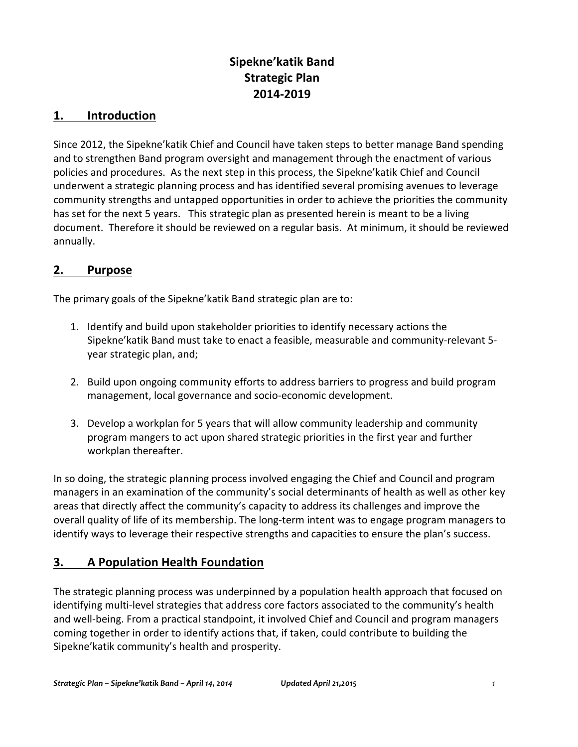# Sipekne'katik Band
# Strategic Plan
# 2014-2019

## 1. Introduction

Since 2012, the Sipekne'katik Chief and Council have taken steps to better manage Band spending and to strengthen Band program oversight and management through the enactment of various policies and procedures. As the next step in this process, the Sipekne'katik Chief and Council underwent a strategic planning process and has identified several promising avenues to leverage community strengths and untapped opportunities in order to achieve the priorities the community has set for the next 5 years. This strategic plan as presented herein is meant to be a living document. Therefore it should be reviewed on a regular basis. At minimum, it should be reviewed annually.

## 2. Purpose

The primary goals of the Sipekne'katik Band strategic plan are to:

1. Identify and build upon stakeholder priorities to identify necessary actions the Sipekne'katik Band must take to enact a feasible, measurable and community-relevant 5-year strategic plan, and;

2. Build upon ongoing community efforts to address barriers to progress and build program management, local governance and socio-economic development.

3. Develop a workplan for 5 years that will allow community leadership and community program mangers to act upon shared strategic priorities in the first year and further workplan thereafter.

In so doing, the strategic planning process involved engaging the Chief and Council and program managers in an examination of the community's social determinants of health as well as other key areas that directly affect the community's capacity to address its challenges and improve the overall quality of life of its membership. The long-term intent was to engage program managers to identify ways to leverage their respective strengths and capacities to ensure the plan's success.

## 3. A Population Health Foundation

The strategic planning process was underpinned by a population health approach that focused on identifying multi-level strategies that address core factors associated to the community's health and well-being. From a practical standpoint, it involved Chief and Council and program managers coming together in order to identify actions that, if taken, could contribute to building the Sipekne'katik community's health and prosperity.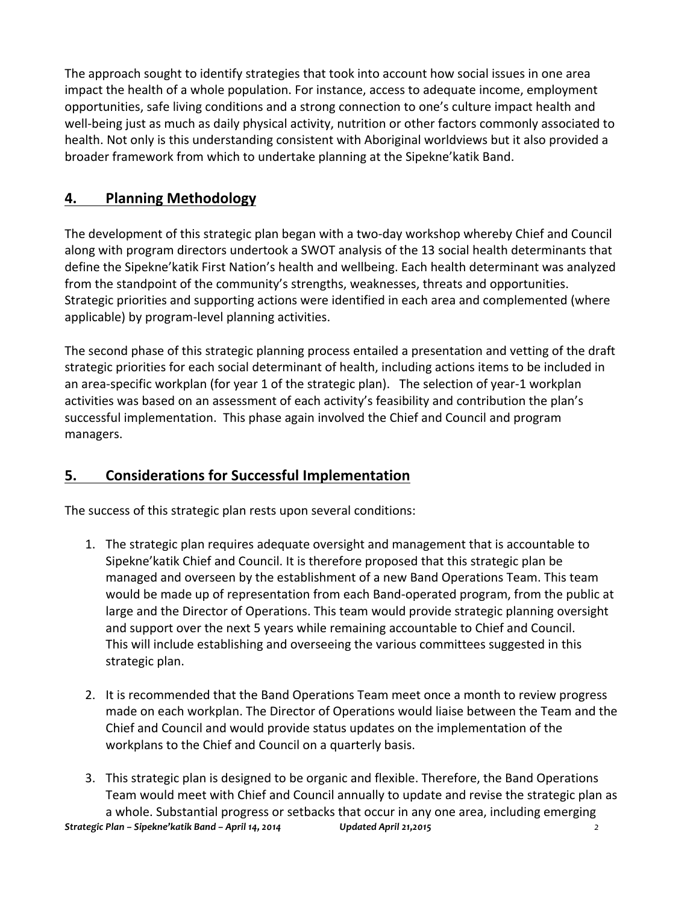The approach sought to identify strategies that took into account how social issues in one area impact the health of a whole population. For instance, access to adequate income, employment opportunities, safe living conditions and a strong connection to one's culture impact health and well-being just as much as daily physical activity, nutrition or other factors commonly associated to health. Not only is this understanding consistent with Aboriginal worldviews but it also provided a broader framework from which to undertake planning at the Sipekne'katik Band.

## 4. Planning Methodology

The development of this strategic plan began with a two-day workshop whereby Chief and Council along with program directors undertook a SWOT analysis of the 13 social health determinants that define the Sipekne'katik First Nation's health and wellbeing. Each health determinant was analyzed from the standpoint of the community's strengths, weaknesses, threats and opportunities. Strategic priorities and supporting actions were identified in each area and complemented (where applicable) by program-level planning activities.

The second phase of this strategic planning process entailed a presentation and vetting of the draft strategic priorities for each social determinant of health, including actions items to be included in an area-specific workplan (for year 1 of the strategic plan). The selection of year-1 workplan activities was based on an assessment of each activity's feasibility and contribution the plan's successful implementation. This phase again involved the Chief and Council and program managers.

## 5. Considerations for Successful Implementation

The success of this strategic plan rests upon several conditions:

1. The strategic plan requires adequate oversight and management that is accountable to Sipekne'katik Chief and Council. It is therefore proposed that this strategic plan be managed and overseen by the establishment of a new Band Operations Team. This team would be made up of representation from each Band-operated program, from the public at large and the Director of Operations. This team would provide strategic planning oversight and support over the next 5 years while remaining accountable to Chief and Council. This will include establishing and overseeing the various committees suggested in this strategic plan.

2. It is recommended that the Band Operations Team meet once a month to review progress made on each workplan. The Director of Operations would liaise between the Team and the Chief and Council and would provide status updates on the implementation of the workplans to the Chief and Council on a quarterly basis.

3. This strategic plan is designed to be organic and flexible. Therefore, the Band Operations Team would meet with Chief and Council annually to update and revise the strategic plan as a whole. Substantial progress or setbacks that occur in any one area, including emerging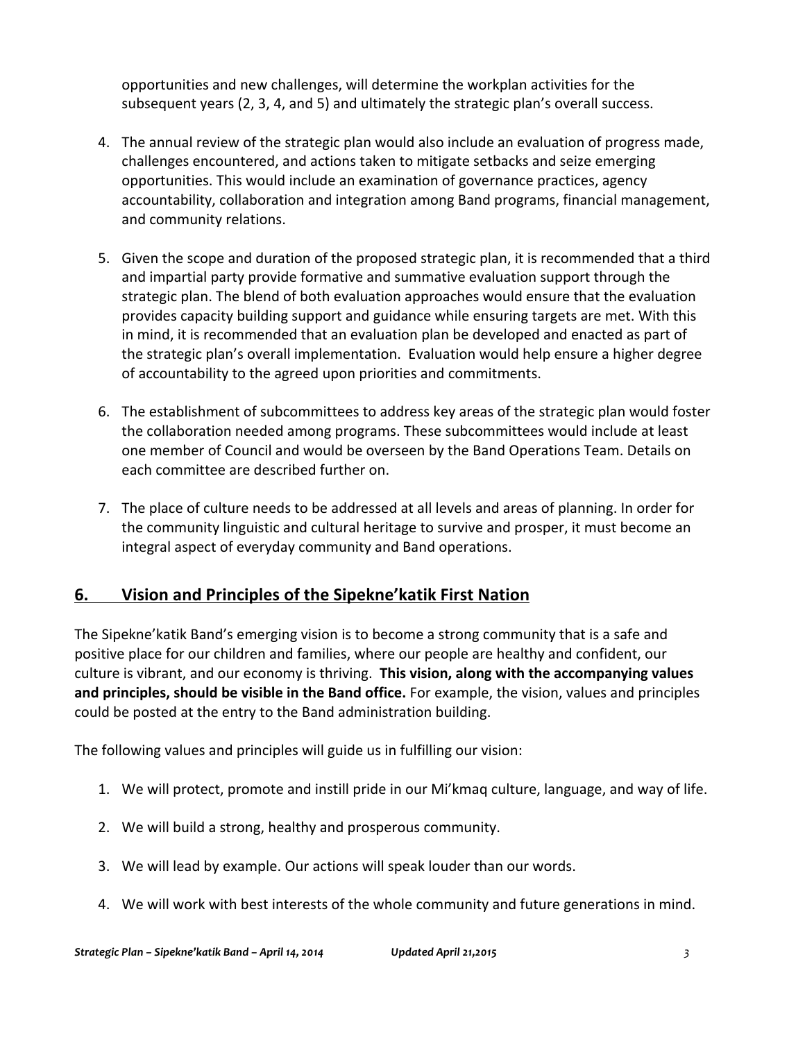opportunities and new challenges, will determine the workplan activities for the subsequent years (2, 3, 4, and 5) and ultimately the strategic plan's overall success.

4. The annual review of the strategic plan would also include an evaluation of progress made, challenges encountered, and actions taken to mitigate setbacks and seize emerging opportunities. This would include an examination of governance practices, agency accountability, collaboration and integration among Band programs, financial management, and community relations.

5. Given the scope and duration of the proposed strategic plan, it is recommended that a third and impartial party provide formative and summative evaluation support through the strategic plan. The blend of both evaluation approaches would ensure that the evaluation provides capacity building support and guidance while ensuring targets are met. With this in mind, it is recommended that an evaluation plan be developed and enacted as part of the strategic plan's overall implementation. Evaluation would help ensure a higher degree of accountability to the agreed upon priorities and commitments.

6. The establishment of subcommittees to address key areas of the strategic plan would foster the collaboration needed among programs. These subcommittees would include at least one member of Council and would be overseen by the Band Operations Team. Details on each committee are described further on.

7. The place of culture needs to be addressed at all levels and areas of planning. In order for the community linguistic and cultural heritage to survive and prosper, it must become an integral aspect of everyday community and Band operations.

## 6. Vision and Principles of the Sipekne'katik First Nation

The Sipekne'katik Band's emerging vision is to become a strong community that is a safe and positive place for our children and families, where our people are healthy and confident, our culture is vibrant, and our economy is thriving. **This vision, along with the accompanying values and principles, should be visible in the Band office.** For example, the vision, values and principles could be posted at the entry to the Band administration building.

The following values and principles will guide us in fulfilling our vision:

1. We will protect, promote and instill pride in our Mi'kmaq culture, language, and way of life.

2. We will build a strong, healthy and prosperous community.

3. We will lead by example. Our actions will speak louder than our words.

4. We will work with best interests of the whole community and future generations in mind.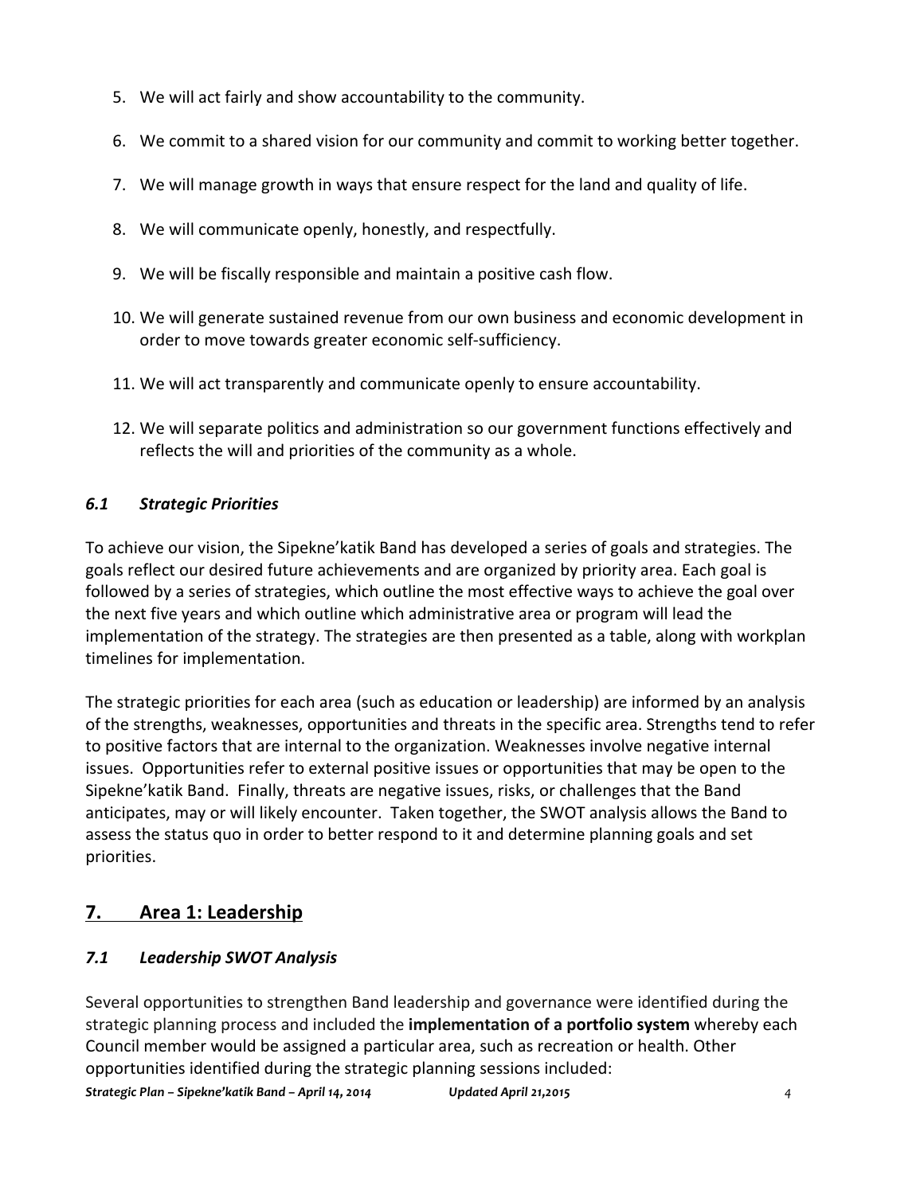5. We will act fairly and show accountability to the community.

6. We commit to a shared vision for our community and commit to working better together.

7. We will manage growth in ways that ensure respect for the land and quality of life.

8. We will communicate openly, honestly, and respectfully.

9. We will be fiscally responsible and maintain a positive cash flow.

10. We will generate sustained revenue from our own business and economic development in order to move towards greater economic self-sufficiency.

11. We will act transparently and communicate openly to ensure accountability.

12. We will separate politics and administration so our government functions effectively and reflects the will and priorities of the community as a whole.

### *6.1 Strategic Priorities*

To achieve our vision, the Sipekne'katik Band has developed a series of goals and strategies. The goals reflect our desired future achievements and are organized by priority area. Each goal is followed by a series of strategies, which outline the most effective ways to achieve the goal over the next five years and which outline which administrative area or program will lead the implementation of the strategy. The strategies are then presented as a table, along with workplan timelines for implementation.

The strategic priorities for each area (such as education or leadership) are informed by an analysis of the strengths, weaknesses, opportunities and threats in the specific area. Strengths tend to refer to positive factors that are internal to the organization. Weaknesses involve negative internal issues. Opportunities refer to external positive issues or opportunities that may be open to the Sipekne'katik Band. Finally, threats are negative issues, risks, or challenges that the Band anticipates, may or will likely encounter. Taken together, the SWOT analysis allows the Band to assess the status quo in order to better respond to it and determine planning goals and set priorities.

## 7. Area 1: Leadership

### *7.1 Leadership SWOT Analysis*

Several opportunities to strengthen Band leadership and governance were identified during the strategic planning process and included the **implementation of a portfolio system** whereby each Council member would be assigned a particular area, such as recreation or health. Other opportunities identified during the strategic planning sessions included: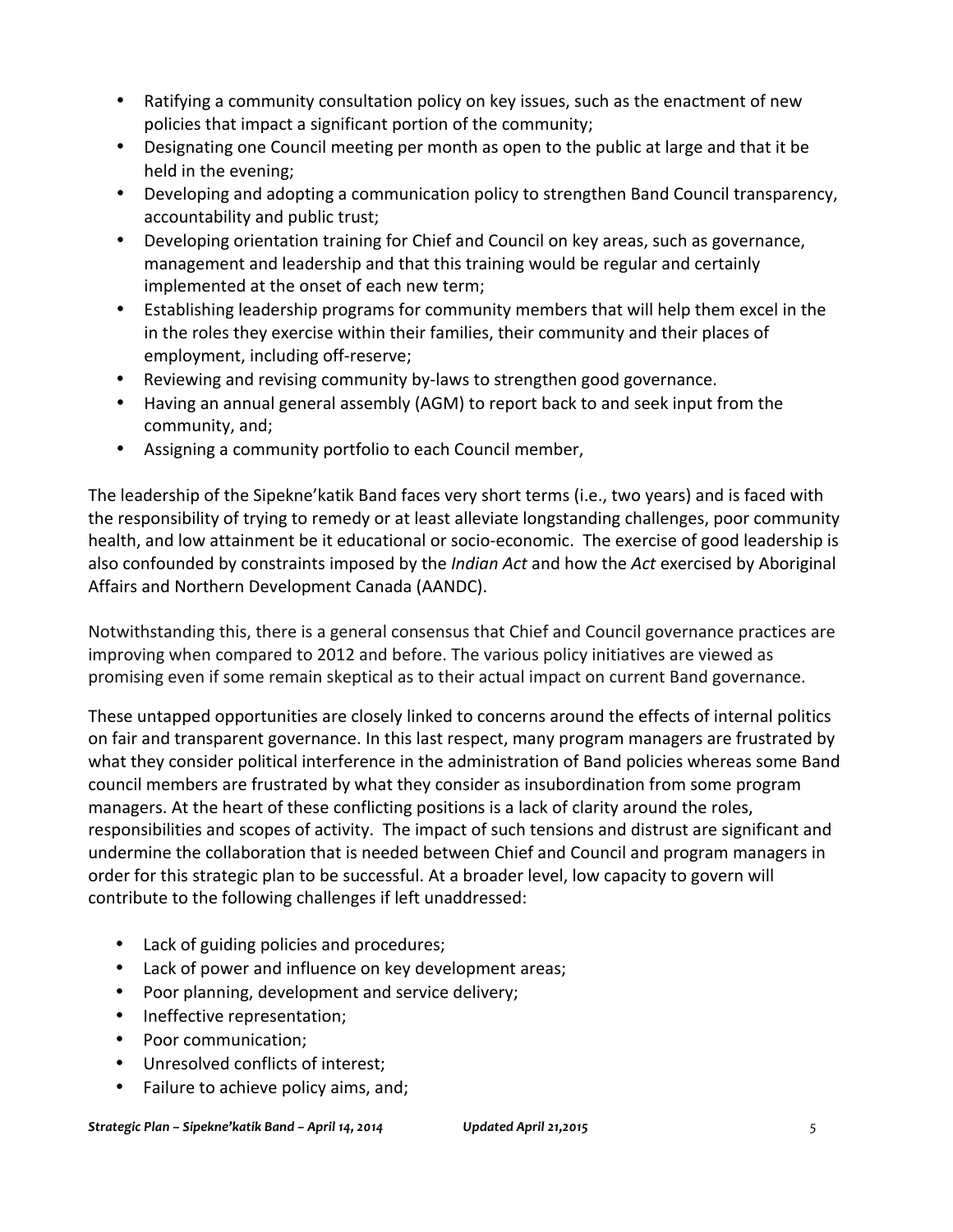- Ratifying a community consultation policy on key issues, such as the enactment of new policies that impact a significant portion of the community;
- Designating one Council meeting per month as open to the public at large and that it be held in the evening;
- Developing and adopting a communication policy to strengthen Band Council transparency, accountability and public trust;
- Developing orientation training for Chief and Council on key areas, such as governance, management and leadership and that this training would be regular and certainly implemented at the onset of each new term;
- Establishing leadership programs for community members that will help them excel in the in the roles they exercise within their families, their community and their places of employment, including off-reserve;
- Reviewing and revising community by-laws to strengthen good governance.
- Having an annual general assembly (AGM) to report back to and seek input from the community, and;
- Assigning a community portfolio to each Council member,

The leadership of the Sipekne'katik Band faces very short terms (i.e., two years) and is faced with the responsibility of trying to remedy or at least alleviate longstanding challenges, poor community health, and low attainment be it educational or socio-economic. The exercise of good leadership is also confounded by constraints imposed by the *Indian Act* and how the *Act* exercised by Aboriginal Affairs and Northern Development Canada (AANDC).

Notwithstanding this, there is a general consensus that Chief and Council governance practices are improving when compared to 2012 and before. The various policy initiatives are viewed as promising even if some remain skeptical as to their actual impact on current Band governance.

These untapped opportunities are closely linked to concerns around the effects of internal politics on fair and transparent governance. In this last respect, many program managers are frustrated by what they consider political interference in the administration of Band policies whereas some Band council members are frustrated by what they consider as insubordination from some program managers. At the heart of these conflicting positions is a lack of clarity around the roles, responsibilities and scopes of activity. The impact of such tensions and distrust are significant and undermine the collaboration that is needed between Chief and Council and program managers in order for this strategic plan to be successful. At a broader level, low capacity to govern will contribute to the following challenges if left unaddressed:

- Lack of guiding policies and procedures;
- Lack of power and influence on key development areas;
- Poor planning, development and service delivery;
- Ineffective representation;
- Poor communication;
- Unresolved conflicts of interest;
- Failure to achieve policy aims, and;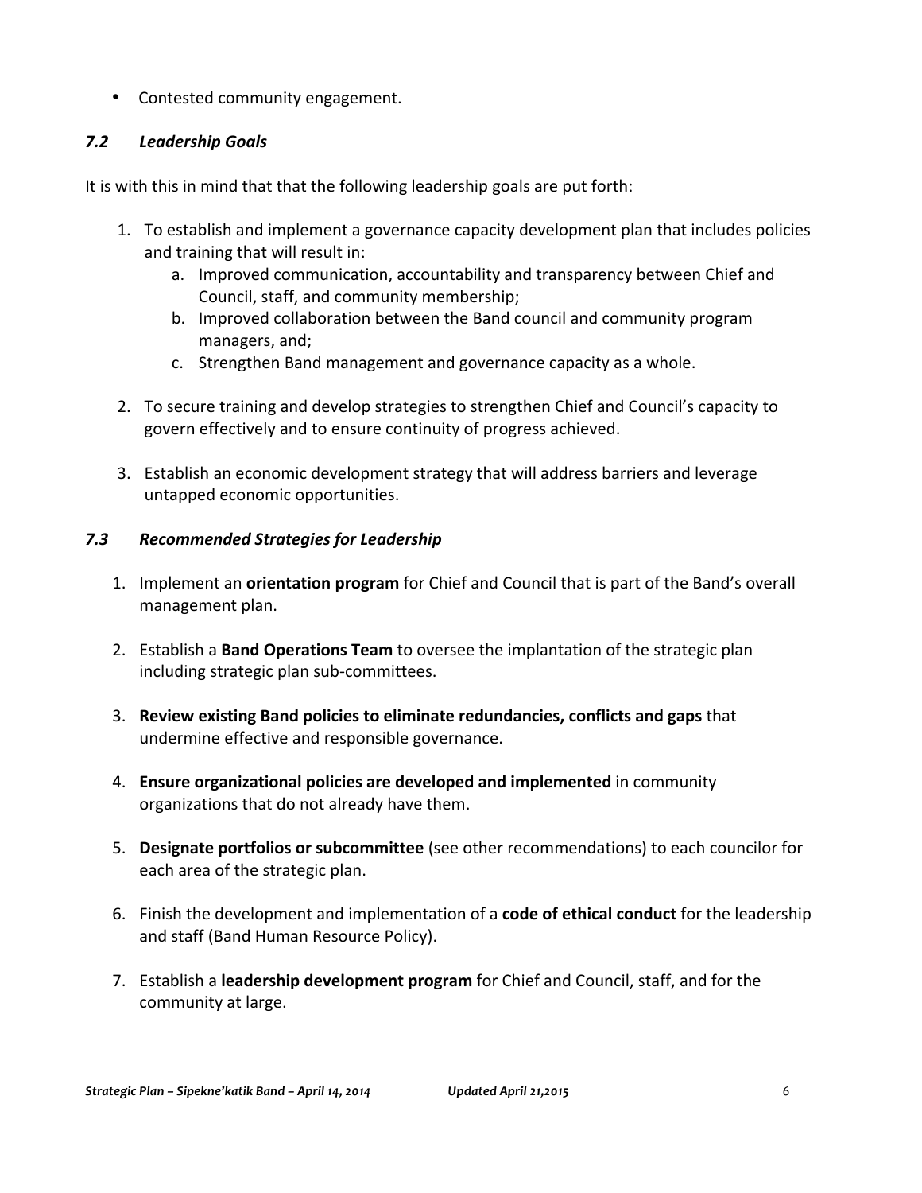- Contested community engagement.

### *7.2 Leadership Goals*

It is with this in mind that that the following leadership goals are put forth:

1. To establish and implement a governance capacity development plan that includes policies and training that will result in:
    a. Improved communication, accountability and transparency between Chief and Council, staff, and community membership;
    b. Improved collaboration between the Band council and community program managers, and;
    c. Strengthen Band management and governance capacity as a whole.

2. To secure training and develop strategies to strengthen Chief and Council's capacity to govern effectively and to ensure continuity of progress achieved.

3. Establish an economic development strategy that will address barriers and leverage untapped economic opportunities.

### *7.3 Recommended Strategies for Leadership*

1. Implement an **orientation program** for Chief and Council that is part of the Band's overall management plan.

2. Establish a **Band Operations Team** to oversee the implantation of the strategic plan including strategic plan sub-committees.

3. **Review existing Band policies to eliminate redundancies, conflicts and gaps** that undermine effective and responsible governance.

4. **Ensure organizational policies are developed and implemented** in community organizations that do not already have them.

5. **Designate portfolios or subcommittee** (see other recommendations) to each councilor for each area of the strategic plan.

6. Finish the development and implementation of a **code of ethical conduct** for the leadership and staff (Band Human Resource Policy).

7. Establish a **leadership development program** for Chief and Council, staff, and for the community at large.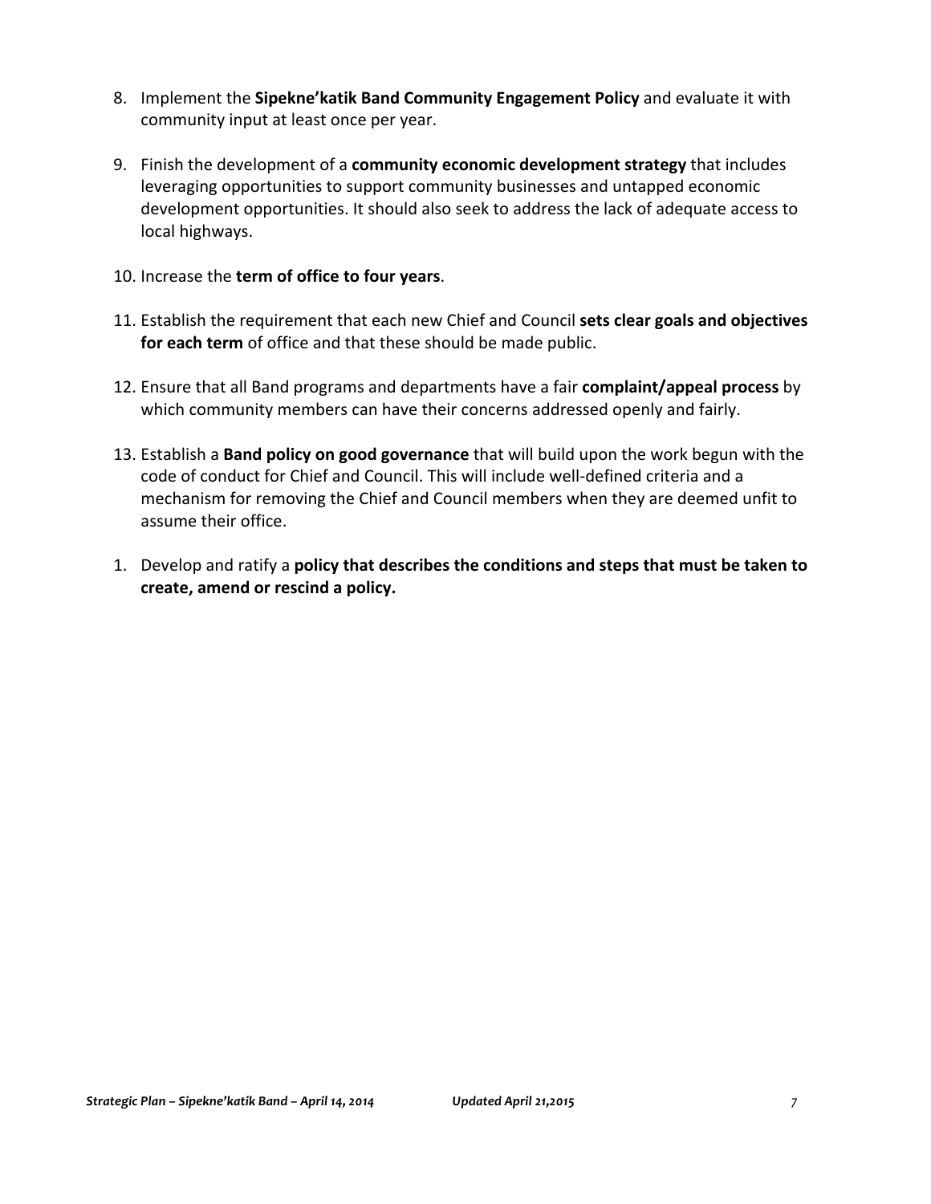8. Implement the **Sipekne'katik Band Community Engagement Policy** and evaluate it with community input at least once per year.

9. Finish the development of a **community economic development strategy** that includes leveraging opportunities to support community businesses and untapped economic development opportunities. It should also seek to address the lack of adequate access to local highways.

10. Increase the **term of office to four years**.

11. Establish the requirement that each new Chief and Council **sets clear goals and objectives for each term** of office and that these should be made public.

12. Ensure that all Band programs and departments have a fair **complaint/appeal process** by which community members can have their concerns addressed openly and fairly.

13. Establish a **Band policy on good governance** that will build upon the work begun with the code of conduct for Chief and Council. This will include well-defined criteria and a mechanism for removing the Chief and Council members when they are deemed unfit to assume their office.

1. Develop and ratify a **policy that describes the conditions and steps that must be taken to create, amend or rescind a policy.**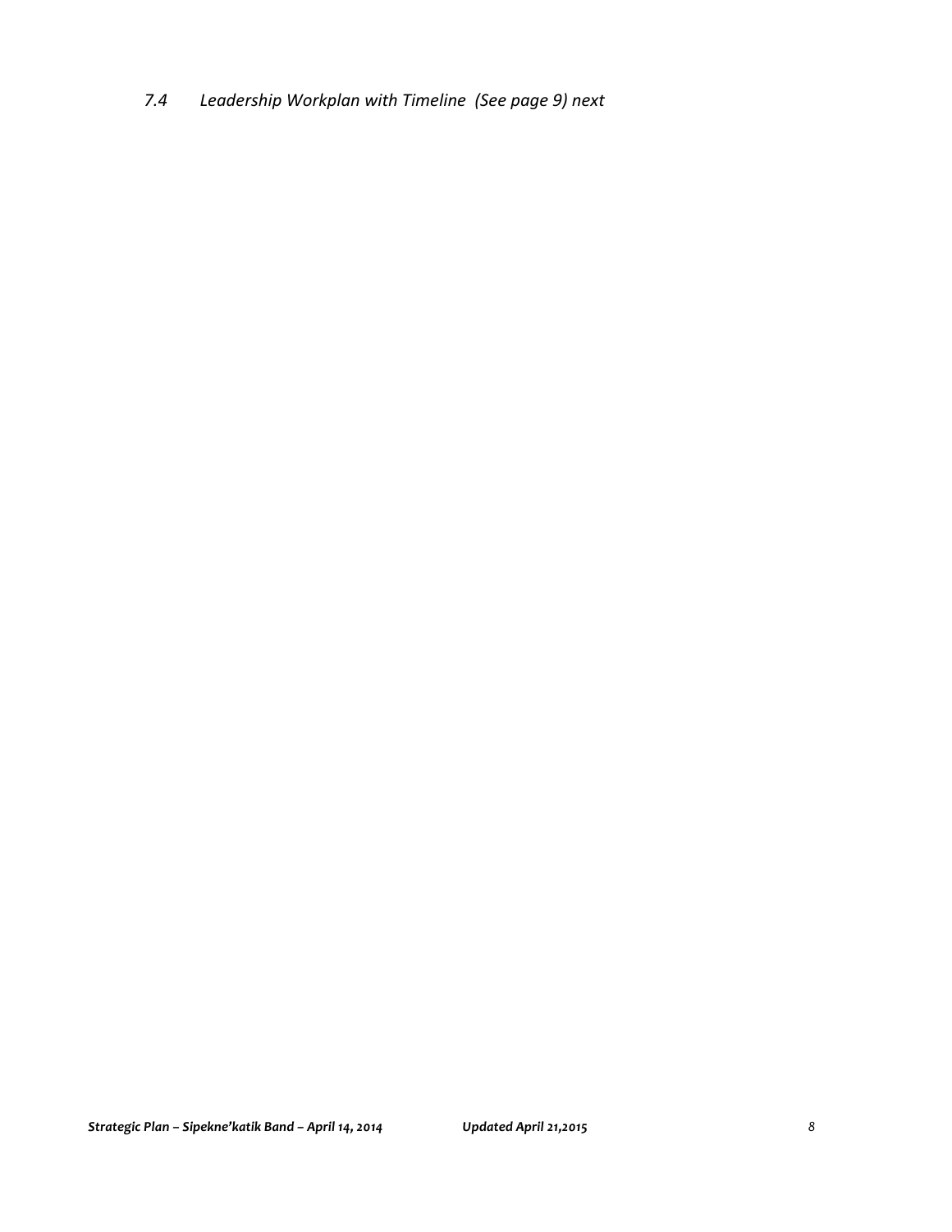### *7.4 Leadership Workplan with Timeline (See page 9) next*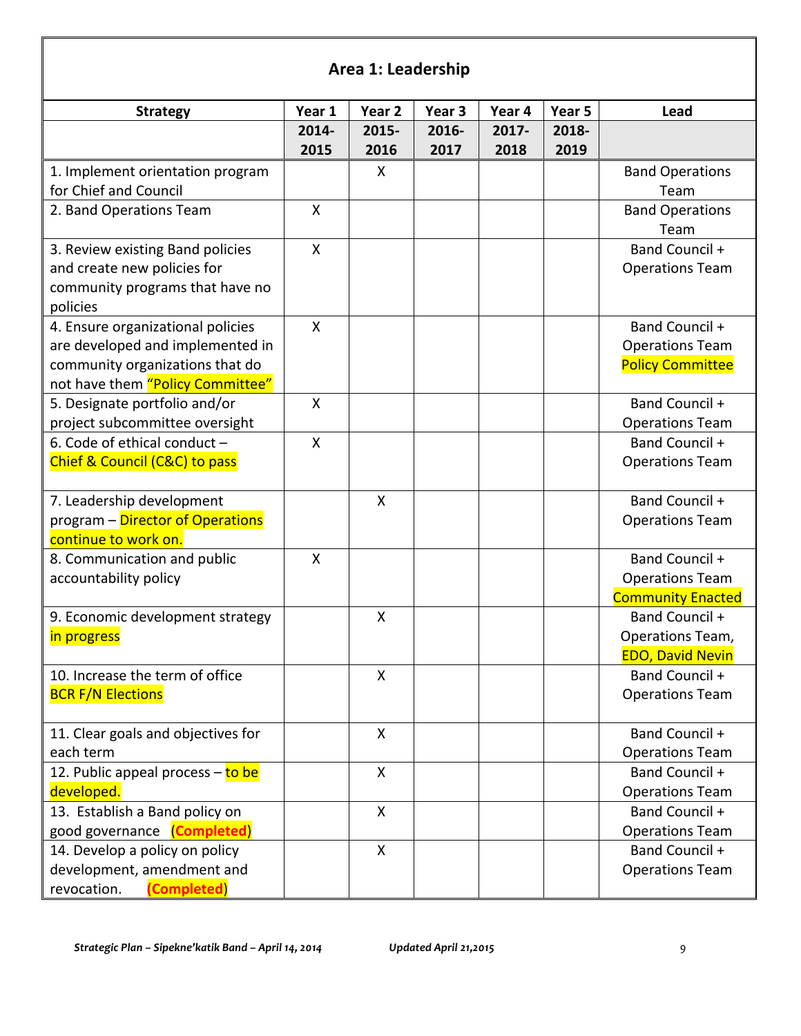## Area 1: Leadership

| Strategy | Year 1 | Year 2 | Year 3 | Year 4 | Year 5 | Lead |
|---|---|---|---|---|---|---|
| | 2014-2015 | 2015-2016 | 2016-2017 | 2017-2018 | 2018-2019 | |
| 1. Implement orientation program for Chief and Council | | X | | | | Band Operations Team |
| 2. Band Operations Team | X | | | | | Band Operations Team |
| 3. Review existing Band policies and create new policies for community programs that have no policies | X | | | | | Band Council + Operations Team |
| 4. Ensure organizational policies are developed and implemented in community organizations that do not have them "Policy Committee" | X | | | | | Band Council + Operations Team Policy Committee |
| 5. Designate portfolio and/or project subcommittee oversight | X | | | | | Band Council + Operations Team |
| 6. Code of ethical conduct – Chief & Council (C&C) to pass | X | | | | | Band Council + Operations Team |
| 7. Leadership development program – Director of Operations continue to work on. | | X | | | | Band Council + Operations Team |
| 8. Communication and public accountability policy | X | | | | | Band Council + Operations Team Community Enacted |
| 9. Economic development strategy in progress | | X | | | | Band Council + Operations Team, EDO, David Nevin |
| 10. Increase the term of office BCR F/N Elections | | X | | | | Band Council + Operations Team |
| 11. Clear goals and objectives for each term | | X | | | | Band Council + Operations Team |
| 12. Public appeal process – to be developed. | | X | | | | Band Council + Operations Team |
| 13. Establish a Band policy on good governance **(Completed)** | | X | | | | Band Council + Operations Team |
| 14. Develop a policy on policy development, amendment and revocation. **(Completed)** | | X | | | | Band Council + Operations Team |

*Strategic Plan – Sipekne'katik Band – April 14, 2014* *Updated April 21,2015*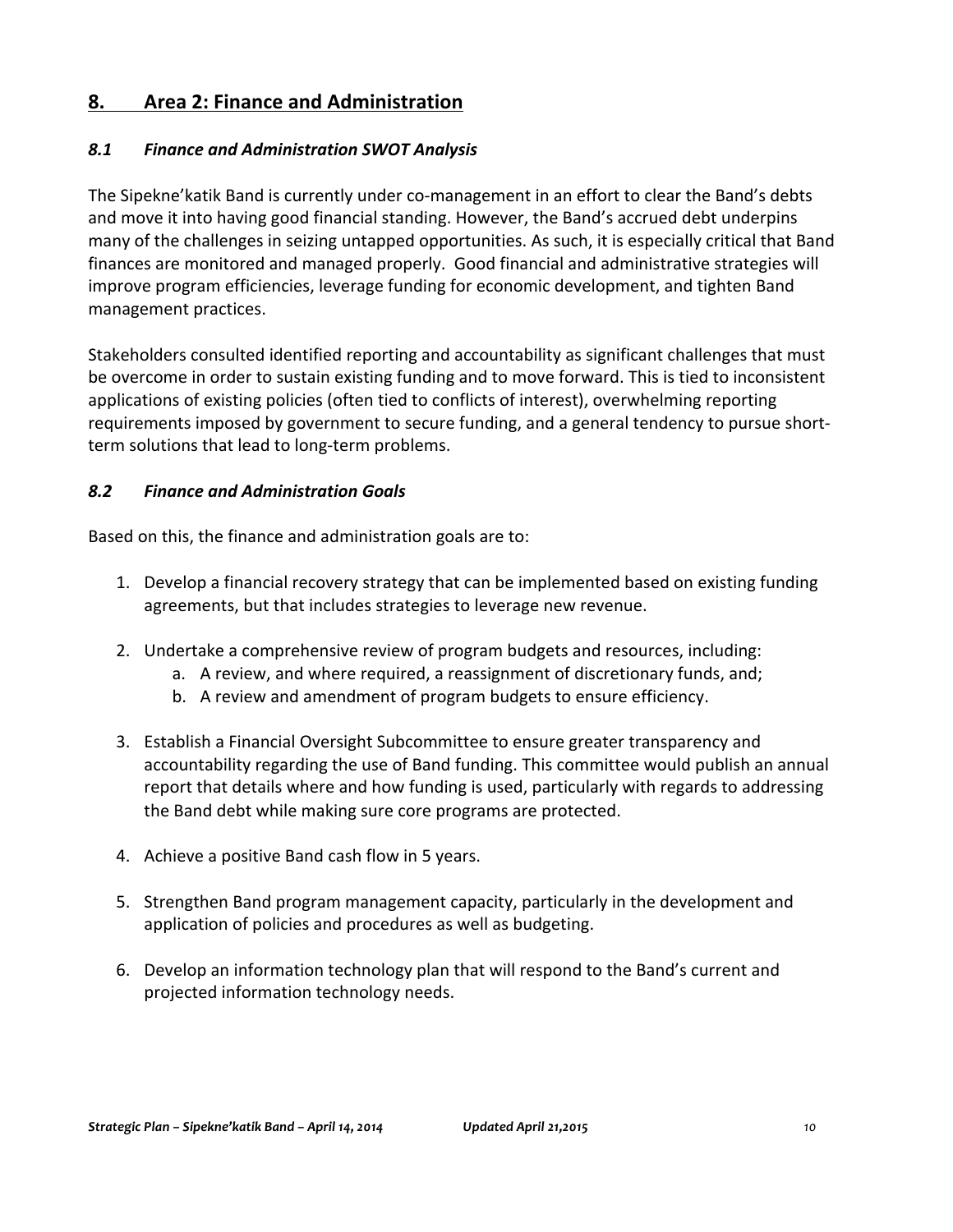## 8. Area 2: Finance and Administration

### *8.1 Finance and Administration SWOT Analysis*

The Sipekne'katik Band is currently under co-management in an effort to clear the Band's debts and move it into having good financial standing. However, the Band's accrued debt underpins many of the challenges in seizing untapped opportunities. As such, it is especially critical that Band finances are monitored and managed properly. Good financial and administrative strategies will improve program efficiencies, leverage funding for economic development, and tighten Band management practices.

Stakeholders consulted identified reporting and accountability as significant challenges that must be overcome in order to sustain existing funding and to move forward. This is tied to inconsistent applications of existing policies (often tied to conflicts of interest), overwhelming reporting requirements imposed by government to secure funding, and a general tendency to pursue short-term solutions that lead to long-term problems.

### *8.2 Finance and Administration Goals*

Based on this, the finance and administration goals are to:

1. Develop a financial recovery strategy that can be implemented based on existing funding agreements, but that includes strategies to leverage new revenue.

2. Undertake a comprehensive review of program budgets and resources, including:
   a. A review, and where required, a reassignment of discretionary funds, and;
   b. A review and amendment of program budgets to ensure efficiency.

3. Establish a Financial Oversight Subcommittee to ensure greater transparency and accountability regarding the use of Band funding. This committee would publish an annual report that details where and how funding is used, particularly with regards to addressing the Band debt while making sure core programs are protected.

4. Achieve a positive Band cash flow in 5 years.

5. Strengthen Band program management capacity, particularly in the development and application of policies and procedures as well as budgeting.

6. Develop an information technology plan that will respond to the Band's current and projected information technology needs.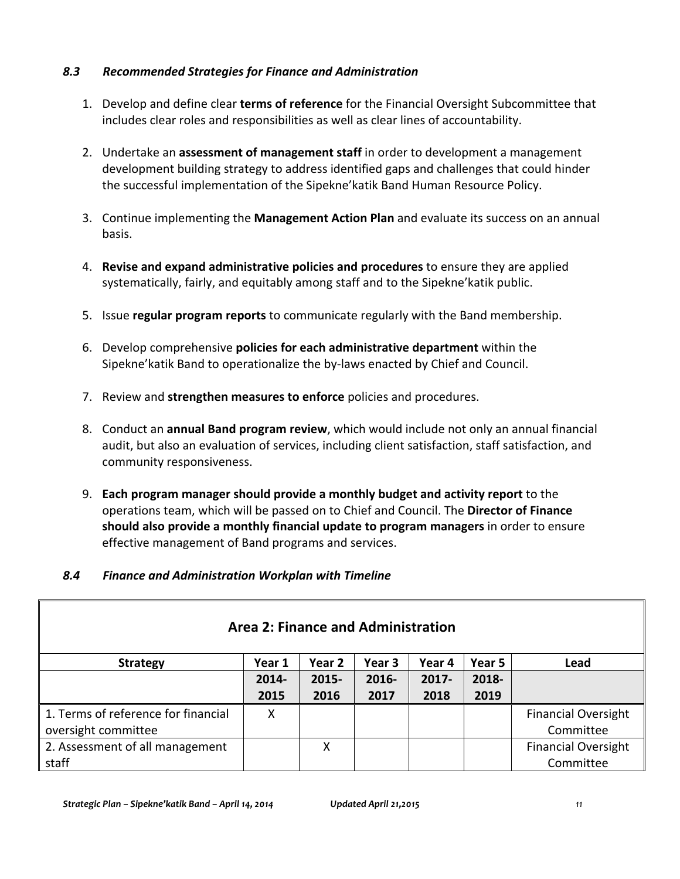### *8.3 Recommended Strategies for Finance and Administration*

1. Develop and define clear **terms of reference** for the Financial Oversight Subcommittee that includes clear roles and responsibilities as well as clear lines of accountability.

2. Undertake an **assessment of management staff** in order to development a management development building strategy to address identified gaps and challenges that could hinder the successful implementation of the Sipekne'katik Band Human Resource Policy.

3. Continue implementing the **Management Action Plan** and evaluate its success on an annual basis.

4. **Revise and expand administrative policies and procedures** to ensure they are applied systematically, fairly, and equitably among staff and to the Sipekne'katik public.

5. Issue **regular program reports** to communicate regularly with the Band membership.

6. Develop comprehensive **policies for each administrative department** within the Sipekne'katik Band to operationalize the by-laws enacted by Chief and Council.

7. Review and **strengthen measures to enforce** policies and procedures.

8. Conduct an **annual Band program review**, which would include not only an annual financial audit, but also an evaluation of services, including client satisfaction, staff satisfaction, and community responsiveness.

9. **Each program manager should provide a monthly budget and activity report** to the operations team, which will be passed on to Chief and Council. The **Director of Finance should also provide a monthly financial update to program managers** in order to ensure effective management of Band programs and services.

### *8.4 Finance and Administration Workplan with Timeline*

| **Area 2: Finance and Administration** | | | | | | |
|---|---|---|---|---|---|---|
| **Strategy** | **Year 1** | **Year 2** | **Year 3** | **Year 4** | **Year 5** | **Lead** |
| | **2014-2015** | **2015-2016** | **2016-2017** | **2017-2018** | **2018-2019** | |
| 1. Terms of reference for financial oversight committee | X | | | | | Financial Oversight Committee |
| 2. Assessment of all management staff | | X | | | | Financial Oversight Committee |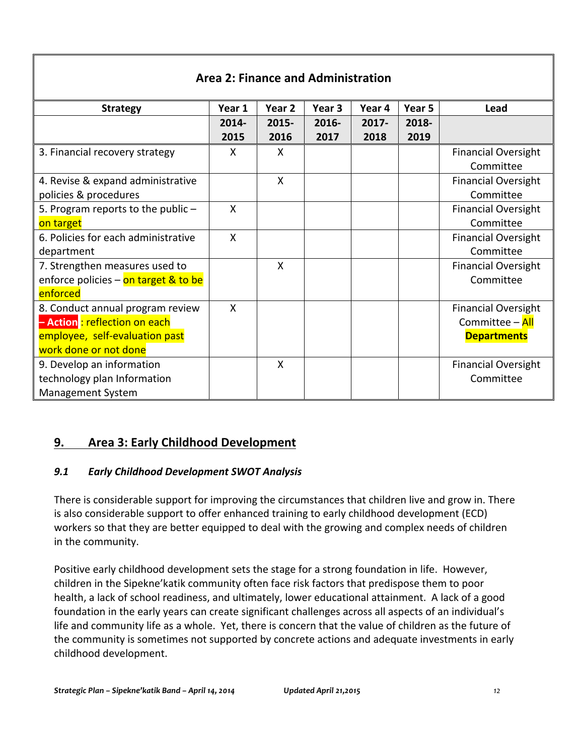| Area 2: Finance and Administration | | | | | | |
|---|---|---|---|---|---|---|
| **Strategy** | **Year 1** | **Year 2** | **Year 3** | **Year 4** | **Year 5** | **Lead** |
| | **2014-2015** | **2015-2016** | **2016-2017** | **2017-2018** | **2018-2019** | |
| 3. Financial recovery strategy | X | X | | | | Financial Oversight Committee |
| 4. Revise & expand administrative policies & procedures | | X | | | | Financial Oversight Committee |
| 5. Program reports to the public – on target | X | | | | | Financial Oversight Committee |
| 6. Policies for each administrative department | X | | | | | Financial Oversight Committee |
| 7. Strengthen measures used to enforce policies – on target & to be enforced | | X | | | | Financial Oversight Committee |
| 8. Conduct annual program review **– Action** : reflection on each employee, self-evaluation past work done or not done | X | | | | | Financial Oversight Committee – All **Departments** |
| 9. Develop an information technology plan Information Management System | | X | | | | Financial Oversight Committee |

## 9. Area 3: Early Childhood Development

### *9.1 Early Childhood Development SWOT Analysis*

There is considerable support for improving the circumstances that children live and grow in. There is also considerable support to offer enhanced training to early childhood development (ECD) workers so that they are better equipped to deal with the growing and complex needs of children in the community.

Positive early childhood development sets the stage for a strong foundation in life. However, children in the Sipekne'katik community often face risk factors that predispose them to poor health, a lack of school readiness, and ultimately, lower educational attainment. A lack of a good foundation in the early years can create significant challenges across all aspects of an individual's life and community life as a whole. Yet, there is concern that the value of children as the future of the community is sometimes not supported by concrete actions and adequate investments in early childhood development.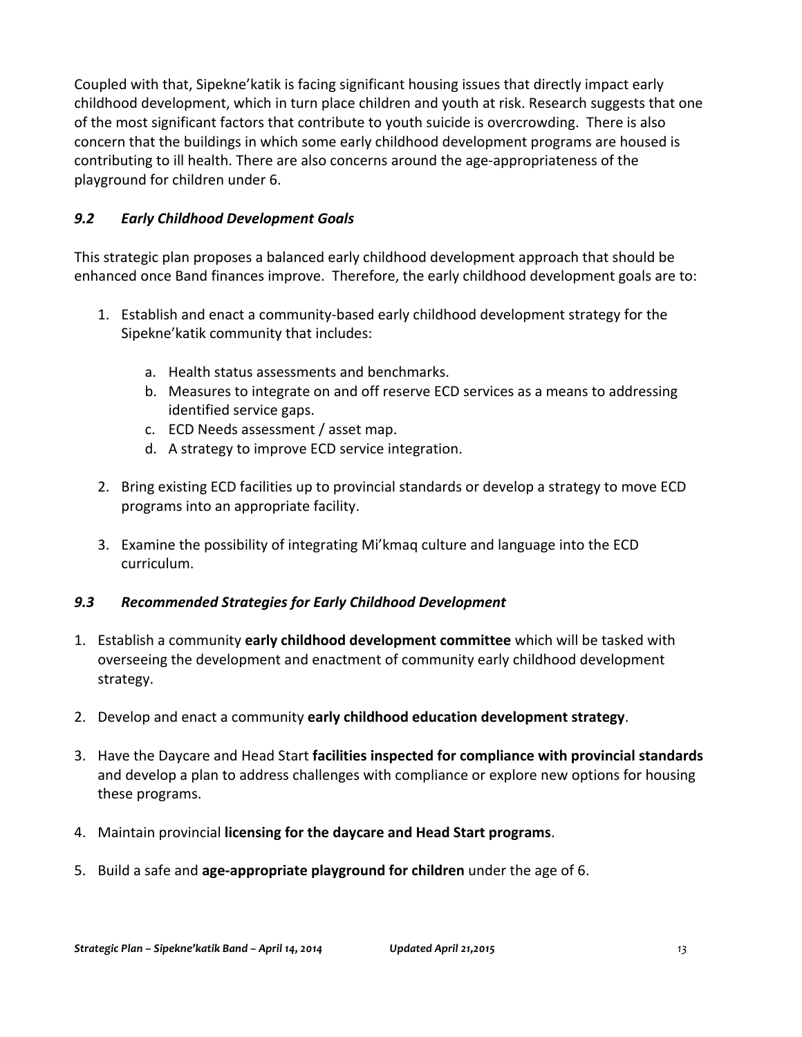Coupled with that, Sipekne'katik is facing significant housing issues that directly impact early childhood development, which in turn place children and youth at risk. Research suggests that one of the most significant factors that contribute to youth suicide is overcrowding. There is also concern that the buildings in which some early childhood development programs are housed is contributing to ill health. There are also concerns around the age-appropriateness of the playground for children under 6.

### *9.2 Early Childhood Development Goals*

This strategic plan proposes a balanced early childhood development approach that should be enhanced once Band finances improve. Therefore, the early childhood development goals are to:

1. Establish and enact a community-based early childhood development strategy for the Sipekne'katik community that includes:

    a. Health status assessments and benchmarks.
    b. Measures to integrate on and off reserve ECD services as a means to addressing identified service gaps.
    c. ECD Needs assessment / asset map.
    d. A strategy to improve ECD service integration.

2. Bring existing ECD facilities up to provincial standards or develop a strategy to move ECD programs into an appropriate facility.

3. Examine the possibility of integrating Mi'kmaq culture and language into the ECD curriculum.

### *9.3 Recommended Strategies for Early Childhood Development*

1. Establish a community **early childhood development committee** which will be tasked with overseeing the development and enactment of community early childhood development strategy.

2. Develop and enact a community **early childhood education development strategy**.

3. Have the Daycare and Head Start **facilities inspected for compliance with provincial standards** and develop a plan to address challenges with compliance or explore new options for housing these programs.

4. Maintain provincial **licensing for the daycare and Head Start programs**.

5. Build a safe and **age-appropriate playground for children** under the age of 6.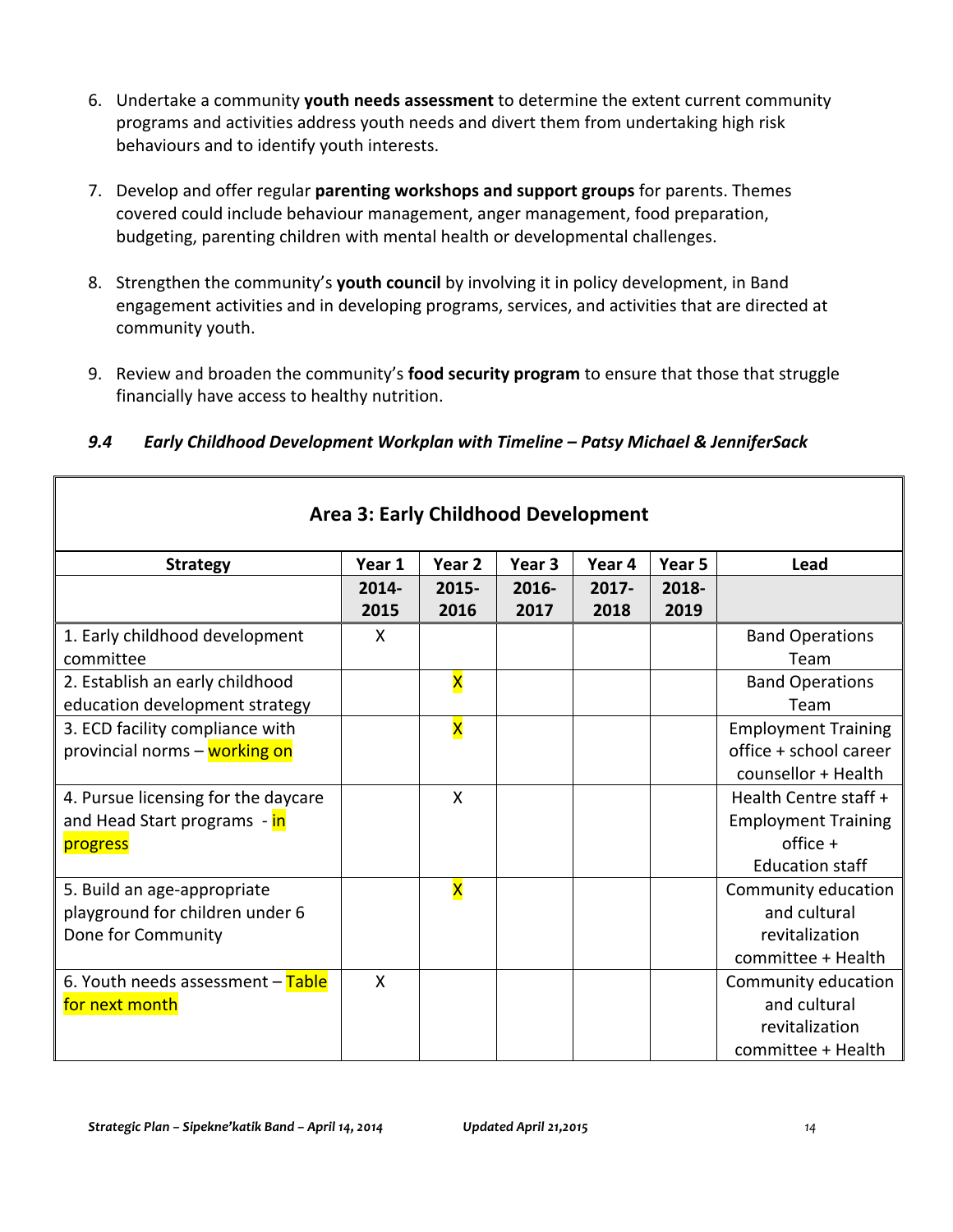6. Undertake a community **youth needs assessment** to determine the extent current community programs and activities address youth needs and divert them from undertaking high risk behaviours and to identify youth interests.

7. Develop and offer regular **parenting workshops and support groups** for parents. Themes covered could include behaviour management, anger management, food preparation, budgeting, parenting children with mental health or developmental challenges.

8. Strengthen the community's **youth council** by involving it in policy development, in Band engagement activities and in developing programs, services, and activities that are directed at community youth.

9. Review and broaden the community's **food security program** to ensure that those that struggle financially have access to healthy nutrition.

### *9.4 Early Childhood Development Workplan with Timeline – Patsy Michael & JenniferSack*

| **Area 3: Early Childhood Development** | | | | | | |
|---|---|---|---|---|---|---|
| **Strategy** | **Year 1** | **Year 2** | **Year 3** | **Year 4** | **Year 5** | **Lead** |
| | **2014-2015** | **2015-2016** | **2016-2017** | **2017-2018** | **2018-2019** | |
| 1. Early childhood development committee | X | | | | | Band Operations Team |
| 2. Establish an early childhood education development strategy | | X | | | | Band Operations Team |
| 3. ECD facility compliance with provincial norms – working on | | X | | | | Employment Training office + school career counsellor + Health |
| 4. Pursue licensing for the daycare and Head Start programs - in progress | | X | | | | Health Centre staff + Employment Training office + Education staff |
| 5. Build an age-appropriate playground for children under 6 Done for Community | | X | | | | Community education and cultural revitalization committee + Health |
| 6. Youth needs assessment – Table for next month | X | | | | | Community education and cultural revitalization committee + Health |

*Strategic Plan – Sipekne'katik Band – April 14, 2014* *Updated April 21,2015*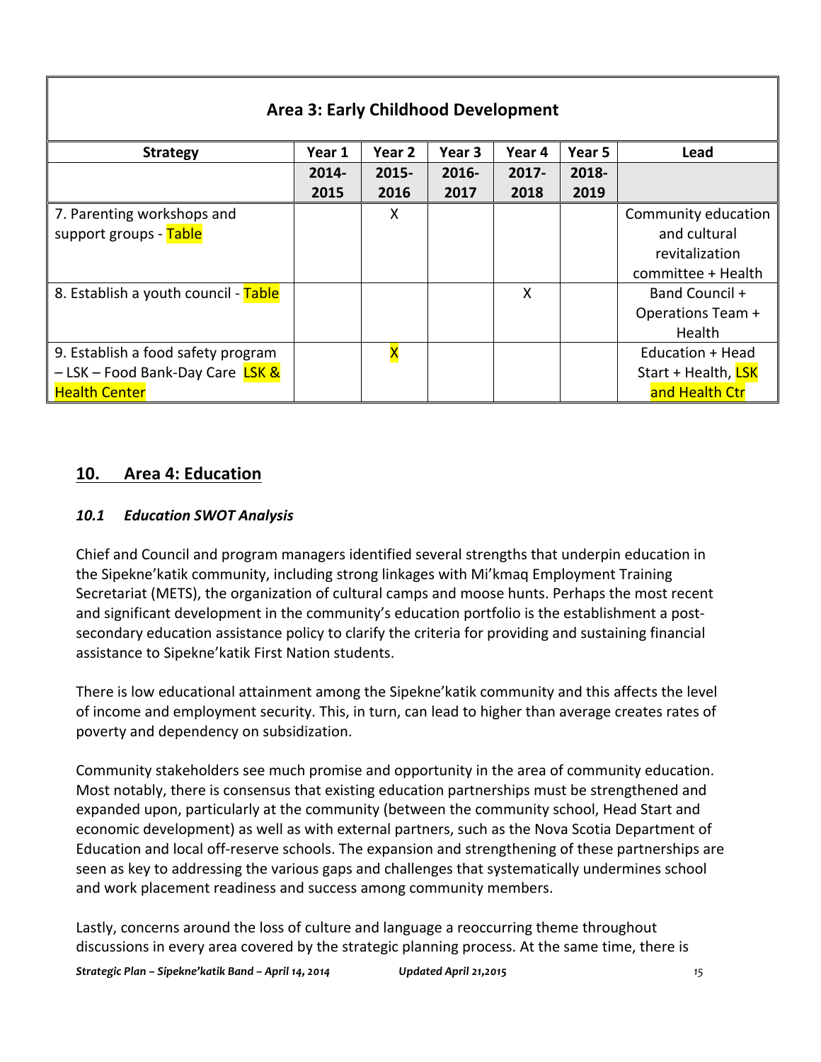| Area 3: Early Childhood Development | | | | | | |
|---|---|---|---|---|---|---|
| **Strategy** | **Year 1** | **Year 2** | **Year 3** | **Year 4** | **Year 5** | **Lead** |
| | **2014-2015** | **2015-2016** | **2016-2017** | **2017-2018** | **2018-2019** | |
| 7. Parenting workshops and support groups - Table | | X | | | | Community education and cultural revitalization committee + Health |
| 8. Establish a youth council - Table | | | | X | | Band Council + Operations Team + Health |
| 9. Establish a food safety program – LSK – Food Bank-Day Care LSK & Health Center | | X | | | | Education + Head Start + Health, LSK and Health Ctr |

## 10. Area 4: Education

### *10.1 Education SWOT Analysis*

Chief and Council and program managers identified several strengths that underpin education in the Sipekne'katik community, including strong linkages with Mi'kmaq Employment Training Secretariat (METS), the organization of cultural camps and moose hunts. Perhaps the most recent and significant development in the community's education portfolio is the establishment a post-secondary education assistance policy to clarify the criteria for providing and sustaining financial assistance to Sipekne'katik First Nation students.

There is low educational attainment among the Sipekne'katik community and this affects the level of income and employment security. This, in turn, can lead to higher than average creates rates of poverty and dependency on subsidization.

Community stakeholders see much promise and opportunity in the area of community education. Most notably, there is consensus that existing education partnerships must be strengthened and expanded upon, particularly at the community (between the community school, Head Start and economic development) as well as with external partners, such as the Nova Scotia Department of Education and local off-reserve schools. The expansion and strengthening of these partnerships are seen as key to addressing the various gaps and challenges that systematically undermines school and work placement readiness and success among community members.

Lastly, concerns around the loss of culture and language a reoccurring theme throughout discussions in every area covered by the strategic planning process. At the same time, there is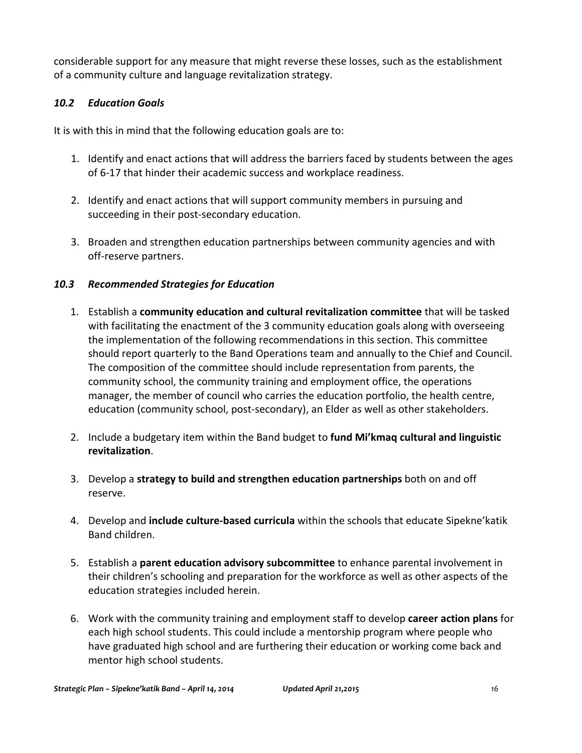considerable support for any measure that might reverse these losses, such as the establishment of a community culture and language revitalization strategy.

### *10.2 Education Goals*

It is with this in mind that the following education goals are to:

1. Identify and enact actions that will address the barriers faced by students between the ages of 6-17 that hinder their academic success and workplace readiness.

2. Identify and enact actions that will support community members in pursuing and succeeding in their post-secondary education.

3. Broaden and strengthen education partnerships between community agencies and with off-reserve partners.

### *10.3 Recommended Strategies for Education*

1. Establish a **community education and cultural revitalization committee** that will be tasked with facilitating the enactment of the 3 community education goals along with overseeing the implementation of the following recommendations in this section. This committee should report quarterly to the Band Operations team and annually to the Chief and Council. The composition of the committee should include representation from parents, the community school, the community training and employment office, the operations manager, the member of council who carries the education portfolio, the health centre, education (community school, post-secondary), an Elder as well as other stakeholders.

2. Include a budgetary item within the Band budget to **fund Mi'kmaq cultural and linguistic revitalization**.

3. Develop a **strategy to build and strengthen education partnerships** both on and off reserve.

4. Develop and **include culture-based curricula** within the schools that educate Sipekne'katik Band children.

5. Establish a **parent education advisory subcommittee** to enhance parental involvement in their children's schooling and preparation for the workforce as well as other aspects of the education strategies included herein.

6. Work with the community training and employment staff to develop **career action plans** for each high school students. This could include a mentorship program where people who have graduated high school and are furthering their education or working come back and mentor high school students.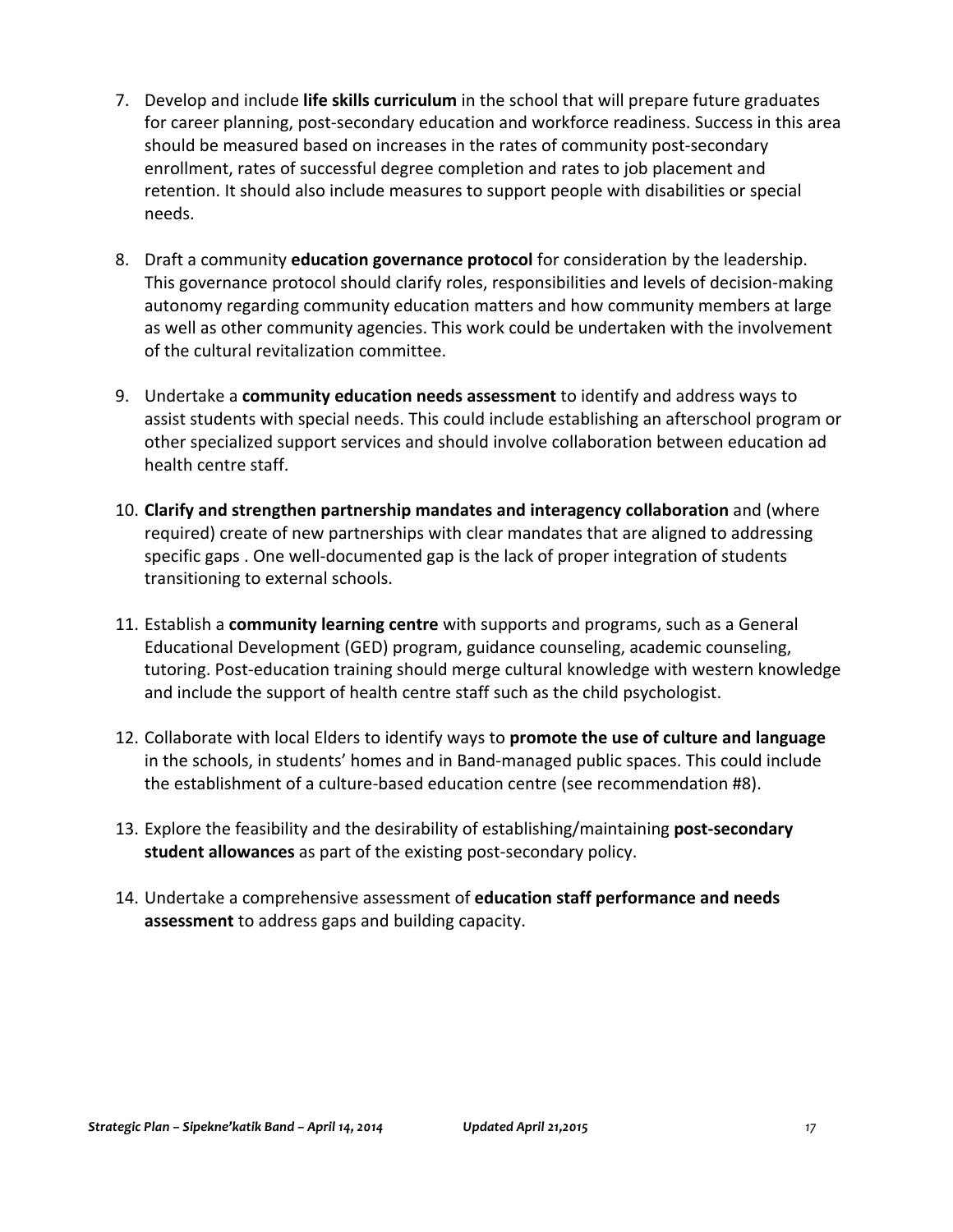7. Develop and include **life skills curriculum** in the school that will prepare future graduates for career planning, post-secondary education and workforce readiness. Success in this area should be measured based on increases in the rates of community post-secondary enrollment, rates of successful degree completion and rates to job placement and retention. It should also include measures to support people with disabilities or special needs.

8. Draft a community **education governance protocol** for consideration by the leadership. This governance protocol should clarify roles, responsibilities and levels of decision-making autonomy regarding community education matters and how community members at large as well as other community agencies. This work could be undertaken with the involvement of the cultural revitalization committee.

9. Undertake a **community education needs assessment** to identify and address ways to assist students with special needs. This could include establishing an afterschool program or other specialized support services and should involve collaboration between education ad health centre staff.

10. **Clarify and strengthen partnership mandates and interagency collaboration** and (where required) create of new partnerships with clear mandates that are aligned to addressing specific gaps . One well-documented gap is the lack of proper integration of students transitioning to external schools.

11. Establish a **community learning centre** with supports and programs, such as a General Educational Development (GED) program, guidance counseling, academic counseling, tutoring. Post-education training should merge cultural knowledge with western knowledge and include the support of health centre staff such as the child psychologist.

12. Collaborate with local Elders to identify ways to **promote the use of culture and language** in the schools, in students' homes and in Band-managed public spaces. This could include the establishment of a culture-based education centre (see recommendation #8).

13. Explore the feasibility and the desirability of establishing/maintaining **post-secondary student allowances** as part of the existing post-secondary policy.

14. Undertake a comprehensive assessment of **education staff performance and needs assessment** to address gaps and building capacity.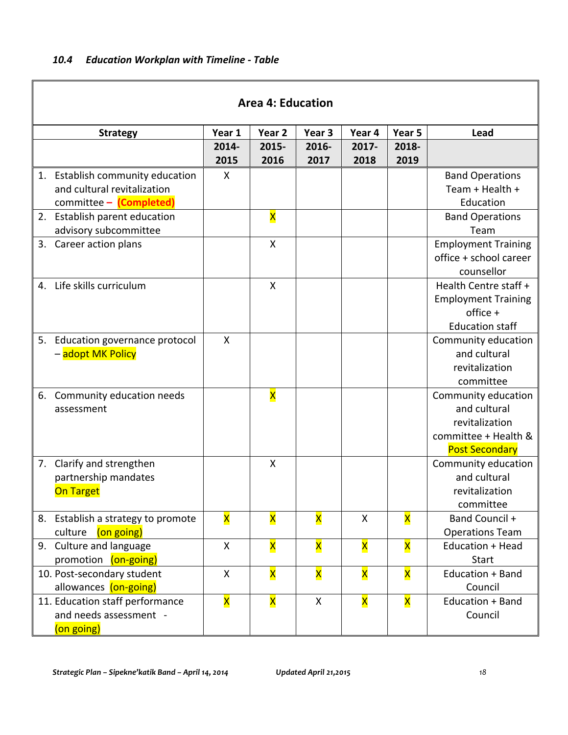### *10.4 Education Workplan with Timeline - Table*

| Area 4: Education | | | | | | |
|---|---|---|---|---|---|---|
| **Strategy** | **Year 1** | **Year 2** | **Year 3** | **Year 4** | **Year 5** | **Lead** |
| | **2014-2015** | **2015-2016** | **2016-2017** | **2017-2018** | **2018-2019** | |
| 1. Establish community education and cultural revitalization committee – **(Completed)** | X | | | | | Band Operations Team + Health + Education |
| 2. Establish parent education advisory subcommittee | | X | | | | Band Operations Team |
| 3. Career action plans | | X | | | | Employment Training office + school career counsellor |
| 4. Life skills curriculum | | X | | | | Health Centre staff + Employment Training office + Education staff |
| 5. Education governance protocol – adopt MK Policy | X | | | | | Community education and cultural revitalization committee |
| 6. Community education needs assessment | | X | | | | Community education and cultural revitalization committee + Health & Post Secondary |
| 7. Clarify and strengthen partnership mandates On Target | | X | | | | Community education and cultural revitalization committee |
| 8. Establish a strategy to promote culture (on going) | X | X | X | X | X | Band Council + Operations Team |
| 9. Culture and language promotion (on-going) | X | X | X | X | X | Education + Head Start |
| 10. Post-secondary student allowances (on-going) | X | X | X | X | X | Education + Band Council |
| 11. Education staff performance and needs assessment - (on going) | X | X | X | X | X | Education + Band Council |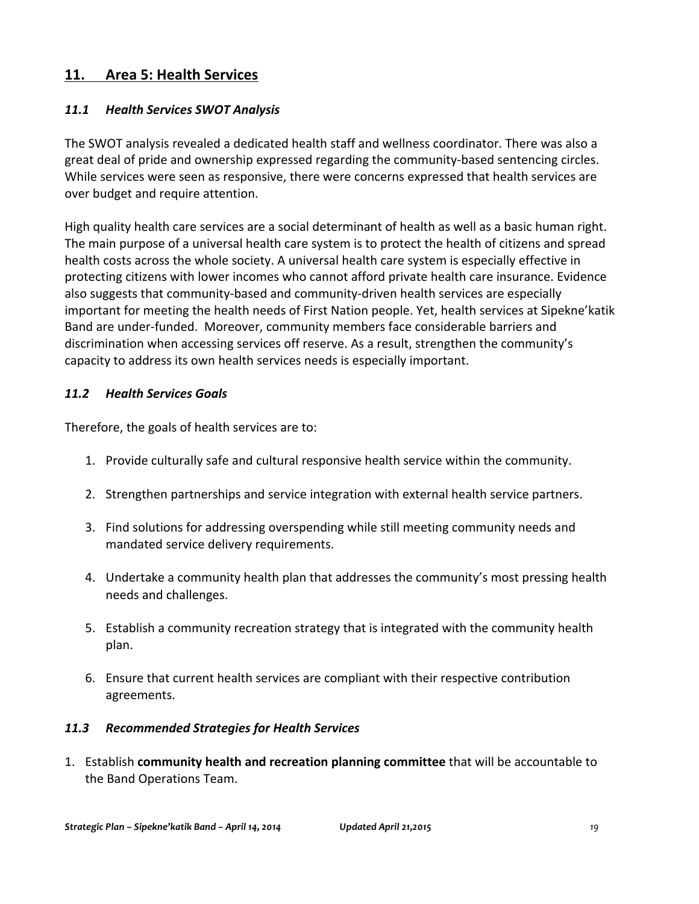## 11. Area 5: Health Services

### *11.1 Health Services SWOT Analysis*

The SWOT analysis revealed a dedicated health staff and wellness coordinator. There was also a great deal of pride and ownership expressed regarding the community-based sentencing circles. While services were seen as responsive, there were concerns expressed that health services are over budget and require attention.

High quality health care services are a social determinant of health as well as a basic human right. The main purpose of a universal health care system is to protect the health of citizens and spread health costs across the whole society. A universal health care system is especially effective in protecting citizens with lower incomes who cannot afford private health care insurance. Evidence also suggests that community-based and community-driven health services are especially important for meeting the health needs of First Nation people. Yet, health services at Sipekne'katik Band are under-funded. Moreover, community members face considerable barriers and discrimination when accessing services off reserve. As a result, strengthen the community's capacity to address its own health services needs is especially important.

### *11.2 Health Services Goals*

Therefore, the goals of health services are to:

1. Provide culturally safe and cultural responsive health service within the community.
2. Strengthen partnerships and service integration with external health service partners.
3. Find solutions for addressing overspending while still meeting community needs and mandated service delivery requirements.
4. Undertake a community health plan that addresses the community's most pressing health needs and challenges.
5. Establish a community recreation strategy that is integrated with the community health plan.
6. Ensure that current health services are compliant with their respective contribution agreements.

### *11.3 Recommended Strategies for Health Services*

1. Establish **community health and recreation planning committee** that will be accountable to the Band Operations Team.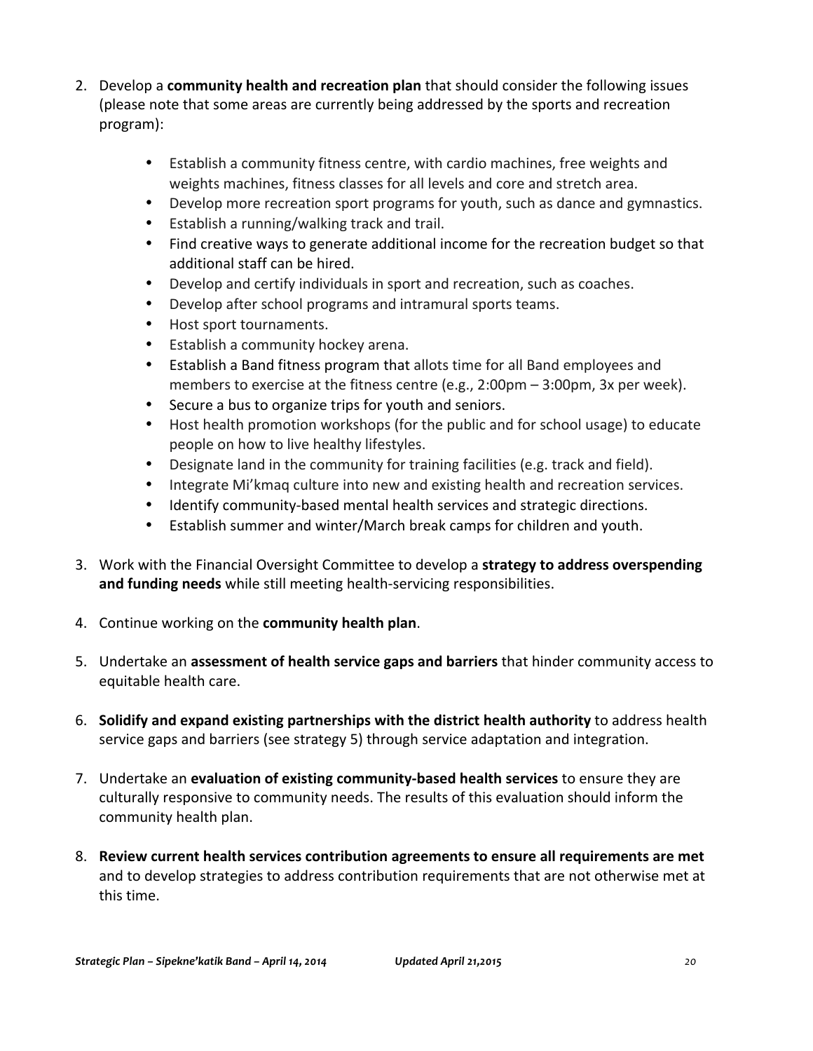2. Develop a **community health and recreation plan** that should consider the following issues (please note that some areas are currently being addressed by the sports and recreation program):

    - Establish a community fitness centre, with cardio machines, free weights and weights machines, fitness classes for all levels and core and stretch area.
    - Develop more recreation sport programs for youth, such as dance and gymnastics.
    - Establish a running/walking track and trail.
    - Find creative ways to generate additional income for the recreation budget so that additional staff can be hired.
    - Develop and certify individuals in sport and recreation, such as coaches.
    - Develop after school programs and intramural sports teams.
    - Host sport tournaments.
    - Establish a community hockey arena.
    - Establish a Band fitness program that allots time for all Band employees and members to exercise at the fitness centre (e.g., 2:00pm – 3:00pm, 3x per week).
    - Secure a bus to organize trips for youth and seniors.
    - Host health promotion workshops (for the public and for school usage) to educate people on how to live healthy lifestyles.
    - Designate land in the community for training facilities (e.g. track and field).
    - Integrate Mi'kmaq culture into new and existing health and recreation services.
    - Identify community-based mental health services and strategic directions.
    - Establish summer and winter/March break camps for children and youth.

3. Work with the Financial Oversight Committee to develop a **strategy to address overspending and funding needs** while still meeting health-servicing responsibilities.

4. Continue working on the **community health plan**.

5. Undertake an **assessment of health service gaps and barriers** that hinder community access to equitable health care.

6. **Solidify and expand existing partnerships with the district health authority** to address health service gaps and barriers (see strategy 5) through service adaptation and integration.

7. Undertake an **evaluation of existing community-based health services** to ensure they are culturally responsive to community needs. The results of this evaluation should inform the community health plan.

8. **Review current health services contribution agreements to ensure all requirements are met** and to develop strategies to address contribution requirements that are not otherwise met at this time.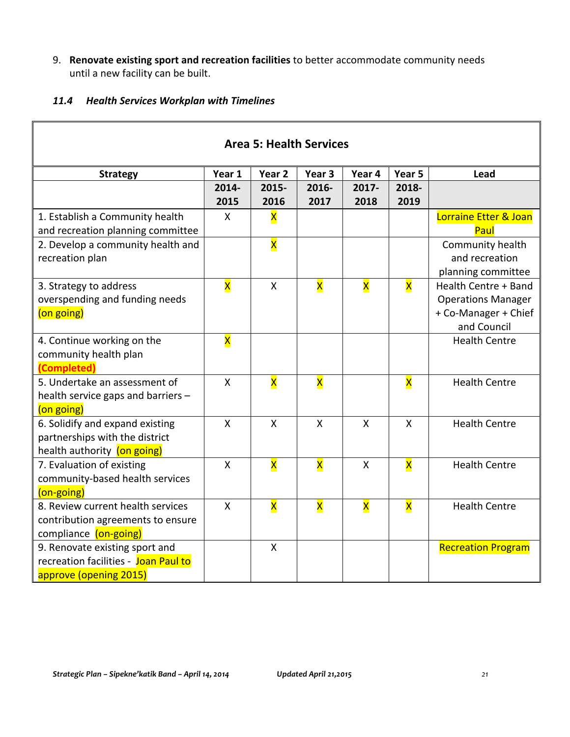9. **Renovate existing sport and recreation facilities** to better accommodate community needs until a new facility can be built.

### *11.4 Health Services Workplan with Timelines*

| Area 5: Health Services | | | | | | |
|---|---|---|---|---|---|---|
| **Strategy** | **Year 1** | **Year 2** | **Year 3** | **Year 4** | **Year 5** | **Lead** |
| | **2014-2015** | **2015-2016** | **2016-2017** | **2017-2018** | **2018-2019** | |
| 1. Establish a Community health and recreation planning committee | X | X | | | | Lorraine Etter & Joan Paul |
| 2. Develop a community health and recreation plan | | X | | | | Community health and recreation planning committee |
| 3. Strategy to address overspending and funding needs (on going) | X | X | X | X | X | Health Centre + Band Operations Manager + Co-Manager + Chief and Council |
| 4. Continue working on the community health plan **(Completed)** | X | | | | | Health Centre |
| 5. Undertake an assessment of health service gaps and barriers – (on going) | X | X | X | | X | Health Centre |
| 6. Solidify and expand existing partnerships with the district health authority (on going) | X | X | X | X | X | Health Centre |
| 7. Evaluation of existing community-based health services (on-going) | X | X | X | X | X | Health Centre |
| 8. Review current health services contribution agreements to ensure compliance (on-going) | X | X | X | X | X | Health Centre |
| 9. Renovate existing sport and recreation facilities - Joan Paul to approve (opening 2015) | | X | | | | Recreation Program |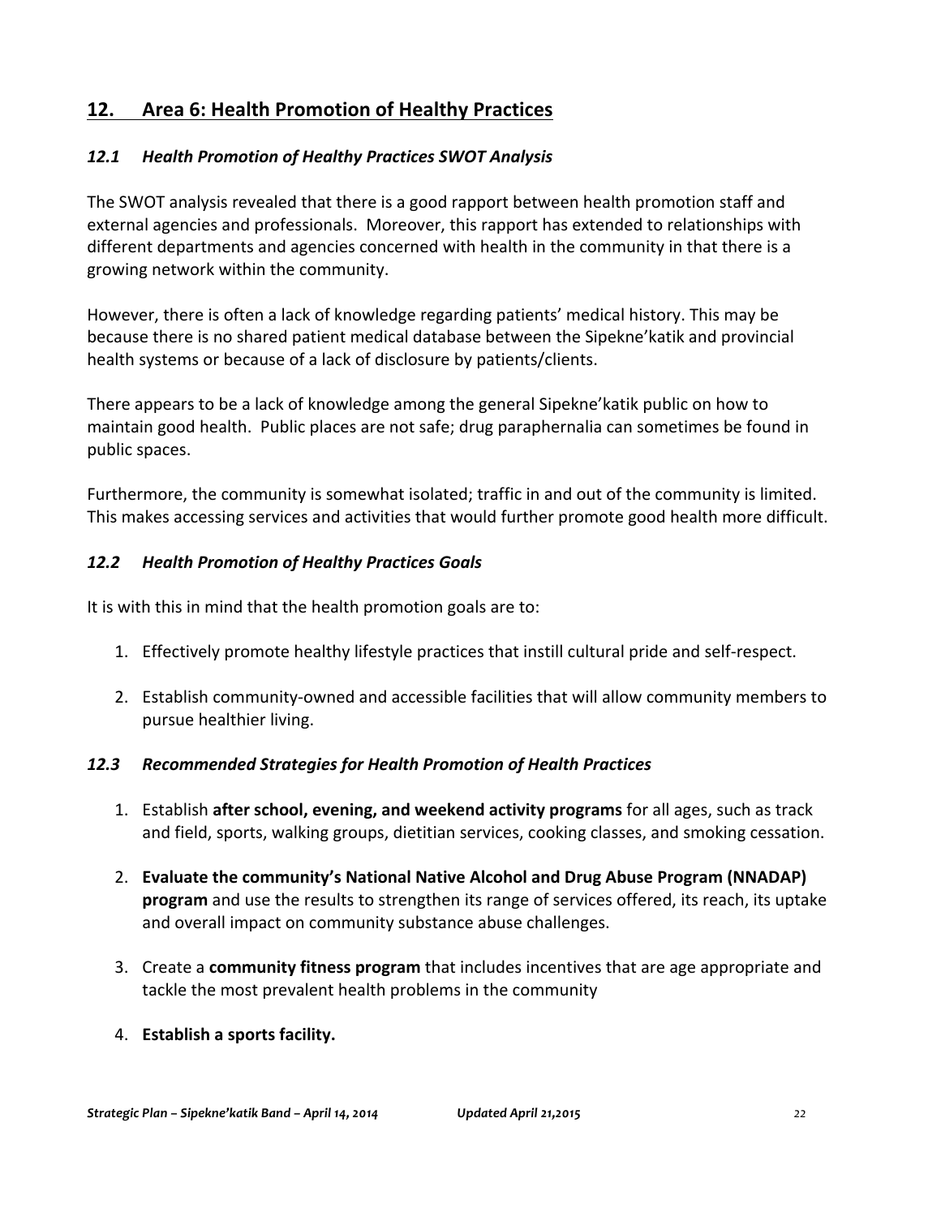## 12. Area 6: Health Promotion of Healthy Practices

### *12.1 Health Promotion of Healthy Practices SWOT Analysis*

The SWOT analysis revealed that there is a good rapport between health promotion staff and external agencies and professionals. Moreover, this rapport has extended to relationships with different departments and agencies concerned with health in the community in that there is a growing network within the community.

However, there is often a lack of knowledge regarding patients' medical history. This may be because there is no shared patient medical database between the Sipekne'katik and provincial health systems or because of a lack of disclosure by patients/clients.

There appears to be a lack of knowledge among the general Sipekne'katik public on how to maintain good health. Public places are not safe; drug paraphernalia can sometimes be found in public spaces.

Furthermore, the community is somewhat isolated; traffic in and out of the community is limited. This makes accessing services and activities that would further promote good health more difficult.

### *12.2 Health Promotion of Healthy Practices Goals*

It is with this in mind that the health promotion goals are to:

1. Effectively promote healthy lifestyle practices that instill cultural pride and self-respect.
2. Establish community-owned and accessible facilities that will allow community members to pursue healthier living.

### *12.3 Recommended Strategies for Health Promotion of Health Practices*

1. Establish **after school, evening, and weekend activity programs** for all ages, such as track and field, sports, walking groups, dietitian services, cooking classes, and smoking cessation.
2. **Evaluate the community's National Native Alcohol and Drug Abuse Program (NNADAP) program** and use the results to strengthen its range of services offered, its reach, its uptake and overall impact on community substance abuse challenges.
3. Create a **community fitness program** that includes incentives that are age appropriate and tackle the most prevalent health problems in the community
4. **Establish a sports facility.**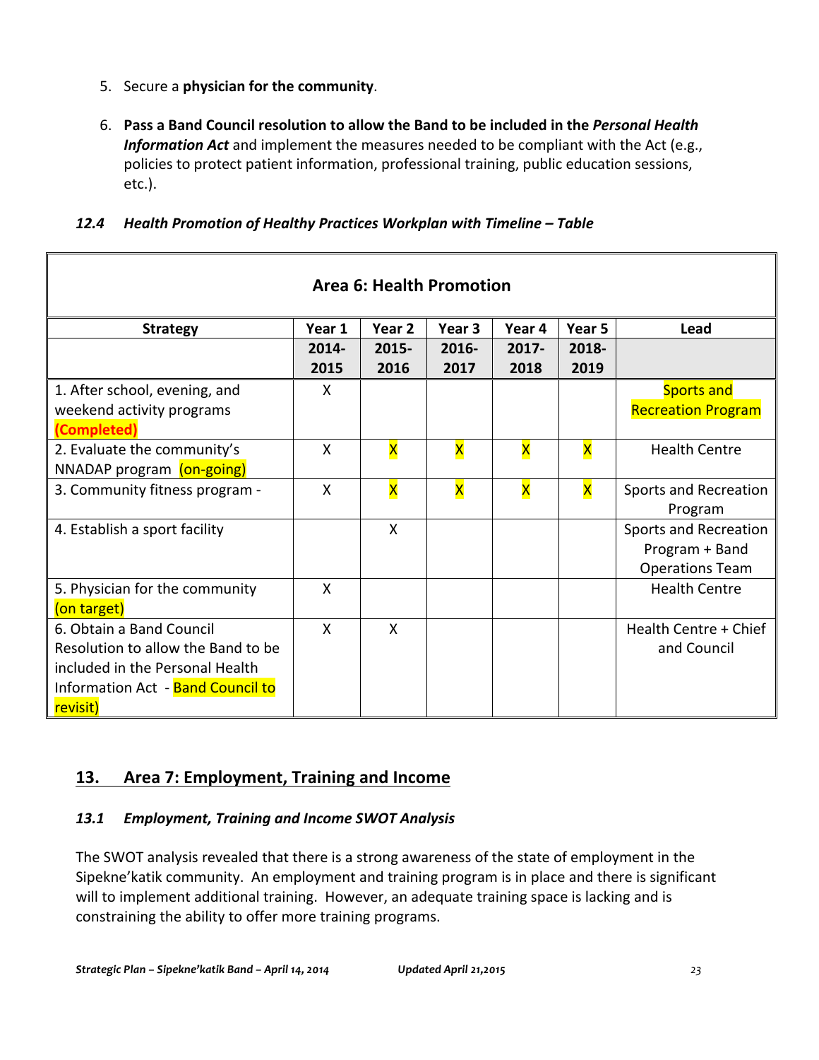5. Secure a **physician for the community**.

6. **Pass a Band Council resolution to allow the Band to be included in the *Personal Health Information Act*** and implement the measures needed to be compliant with the Act (e.g., policies to protect patient information, professional training, public education sessions, etc.).

### *12.4 Health Promotion of Healthy Practices Workplan with Timeline – Table*

| **Area 6: Health Promotion** | | | | | | |
|---|---|---|---|---|---|---|
| **Strategy** | **Year 1** | **Year 2** | **Year 3** | **Year 4** | **Year 5** | **Lead** |
| | **2014-2015** | **2015-2016** | **2016-2017** | **2017-2018** | **2018-2019** | |
| 1. After school, evening, and weekend activity programs **(Completed)** | X | | | | | Sports and Recreation Program |
| 2. Evaluate the community's NNADAP program (on-going) | X | X | X | X | X | Health Centre |
| 3. Community fitness program - | X | X | X | X | X | Sports and Recreation Program |
| 4. Establish a sport facility | | X | | | | Sports and Recreation Program + Band Operations Team |
| 5. Physician for the community (on target) | X | | | | | Health Centre |
| 6. Obtain a Band Council Resolution to allow the Band to be included in the Personal Health Information Act - Band Council to revisit) | X | X | | | | Health Centre + Chief and Council |

## 13. Area 7: Employment, Training and Income

### *13.1 Employment, Training and Income SWOT Analysis*

The SWOT analysis revealed that there is a strong awareness of the state of employment in the Sipekne'katik community. An employment and training program is in place and there is significant will to implement additional training. However, an adequate training space is lacking and is constraining the ability to offer more training programs.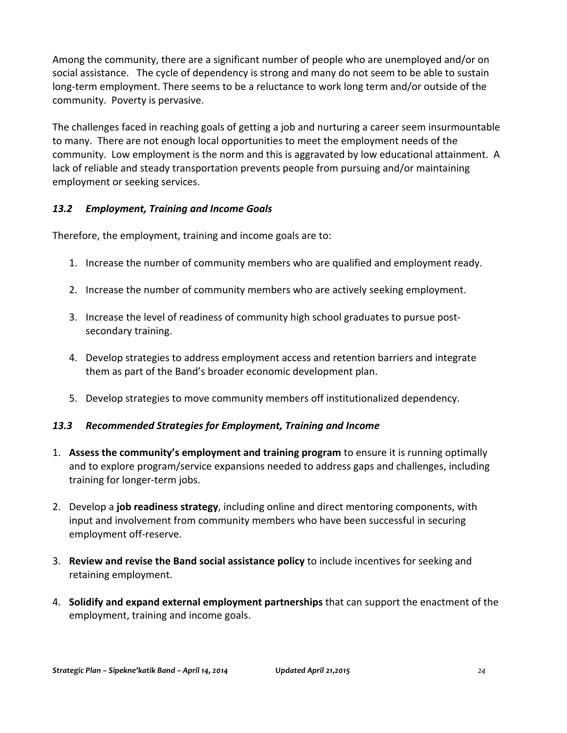Among the community, there are a significant number of people who are unemployed and/or on social assistance. The cycle of dependency is strong and many do not seem to be able to sustain long-term employment. There seems to be a reluctance to work long term and/or outside of the community. Poverty is pervasive.

The challenges faced in reaching goals of getting a job and nurturing a career seem insurmountable to many. There are not enough local opportunities to meet the employment needs of the community. Low employment is the norm and this is aggravated by low educational attainment. A lack of reliable and steady transportation prevents people from pursuing and/or maintaining employment or seeking services.

### *13.2 Employment, Training and Income Goals*

Therefore, the employment, training and income goals are to:

1. Increase the number of community members who are qualified and employment ready.
2. Increase the number of community members who are actively seeking employment.
3. Increase the level of readiness of community high school graduates to pursue post-secondary training.
4. Develop strategies to address employment access and retention barriers and integrate them as part of the Band's broader economic development plan.
5. Develop strategies to move community members off institutionalized dependency.

### *13.3 Recommended Strategies for Employment, Training and Income*

1. **Assess the community's employment and training program** to ensure it is running optimally and to explore program/service expansions needed to address gaps and challenges, including training for longer-term jobs.
2. Develop a **job readiness strategy**, including online and direct mentoring components, with input and involvement from community members who have been successful in securing employment off-reserve.
3. **Review and revise the Band social assistance policy** to include incentives for seeking and retaining employment.
4. **Solidify and expand external employment partnerships** that can support the enactment of the employment, training and income goals.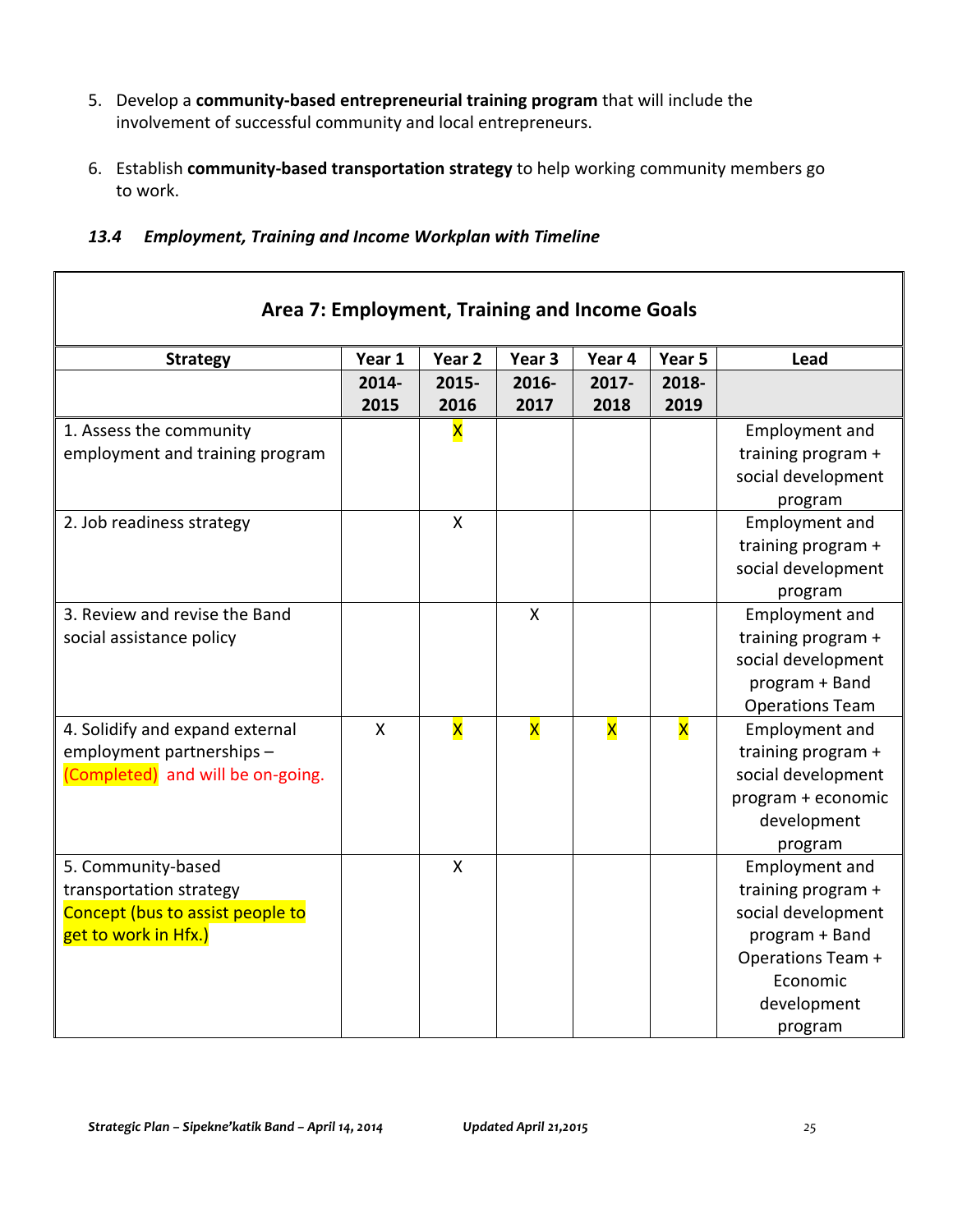5. Develop a **community-based entrepreneurial training program** that will include the involvement of successful community and local entrepreneurs.

6. Establish **community-based transportation strategy** to help working community members go to work.

### *13.4 Employment, Training and Income Workplan with Timeline*

| **Area 7: Employment, Training and Income Goals** | | | | | | |
|---|---|---|---|---|---|---|
| **Strategy** | **Year 1** | **Year 2** | **Year 3** | **Year 4** | **Year 5** | **Lead** |
| | **2014-2015** | **2015-2016** | **2016-2017** | **2017-2018** | **2018-2019** | |
| 1. Assess the community employment and training program | | X | | | | Employment and training program + social development program |
| 2. Job readiness strategy | | X | | | | Employment and training program + social development program |
| 3. Review and revise the Band social assistance policy | | | X | | | Employment and training program + social development program + Band Operations Team |
| 4. Solidify and expand external employment partnerships – (Completed) and will be on-going. | X | X | X | X | X | Employment and training program + social development program + economic development program |
| 5. Community-based transportation strategy Concept (bus to assist people to get to work in Hfx.) | | X | | | | Employment and training program + social development program + Band Operations Team + Economic development program |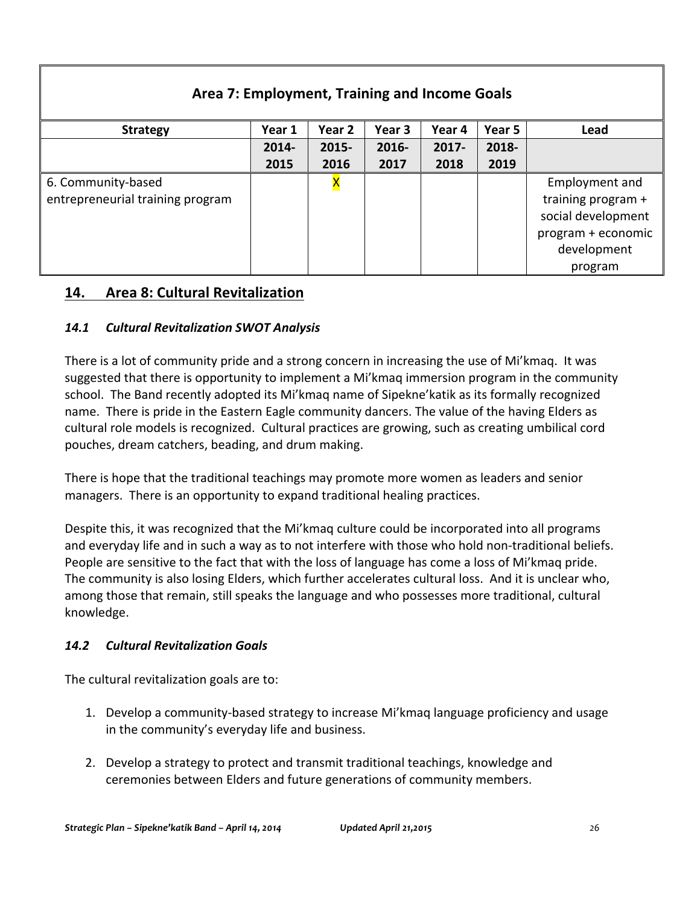| Area 7: Employment, Training and Income Goals | | | | | | |
|---|---|---|---|---|---|---|
| **Strategy** | **Year 1** | **Year 2** | **Year 3** | **Year 4** | **Year 5** | **Lead** |
| | **2014-2015** | **2015-2016** | **2016-2017** | **2017-2018** | **2018-2019** | |
| 6. Community-based entrepreneurial training program | | X | | | | Employment and training program + social development program + economic development program |

## 14. Area 8: Cultural Revitalization

### *14.1 Cultural Revitalization SWOT Analysis*

There is a lot of community pride and a strong concern in increasing the use of Mi'kmaq. It was suggested that there is opportunity to implement a Mi'kmaq immersion program in the community school. The Band recently adopted its Mi'kmaq name of Sipekne'katik as its formally recognized name. There is pride in the Eastern Eagle community dancers. The value of the having Elders as cultural role models is recognized. Cultural practices are growing, such as creating umbilical cord pouches, dream catchers, beading, and drum making.

There is hope that the traditional teachings may promote more women as leaders and senior managers. There is an opportunity to expand traditional healing practices.

Despite this, it was recognized that the Mi'kmaq culture could be incorporated into all programs and everyday life and in such a way as to not interfere with those who hold non-traditional beliefs. People are sensitive to the fact that with the loss of language has come a loss of Mi'kmaq pride. The community is also losing Elders, which further accelerates cultural loss. And it is unclear who, among those that remain, still speaks the language and who possesses more traditional, cultural knowledge.

### *14.2 Cultural Revitalization Goals*

The cultural revitalization goals are to:

1. Develop a community-based strategy to increase Mi'kmaq language proficiency and usage in the community's everyday life and business.

2. Develop a strategy to protect and transmit traditional teachings, knowledge and ceremonies between Elders and future generations of community members.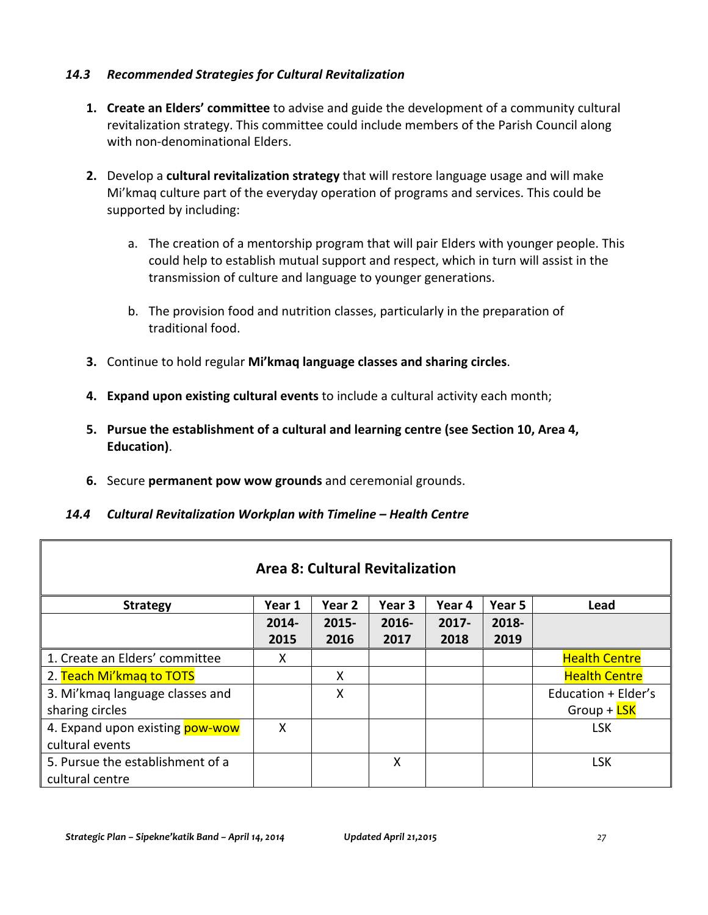### *14.3 Recommended Strategies for Cultural Revitalization*

1. **Create an Elders' committee** to advise and guide the development of a community cultural revitalization strategy. This committee could include members of the Parish Council along with non-denominational Elders.

2. Develop a **cultural revitalization strategy** that will restore language usage and will make Mi'kmaq culture part of the everyday operation of programs and services. This could be supported by including:

   a. The creation of a mentorship program that will pair Elders with younger people. This could help to establish mutual support and respect, which in turn will assist in the transmission of culture and language to younger generations.

   b. The provision food and nutrition classes, particularly in the preparation of traditional food.

3. Continue to hold regular **Mi'kmaq language classes and sharing circles**.

4. **Expand upon existing cultural events** to include a cultural activity each month;

5. **Pursue the establishment of a cultural and learning centre (see Section 10, Area 4, Education)**.

6. Secure **permanent pow wow grounds** and ceremonial grounds.

### *14.4 Cultural Revitalization Workplan with Timeline – Health Centre*

| **Area 8: Cultural Revitalization** | | | | | | |
|---|---|---|---|---|---|---|
| **Strategy** | **Year 1** | **Year 2** | **Year 3** | **Year 4** | **Year 5** | **Lead** |
| | **2014-2015** | **2015-2016** | **2016-2017** | **2017-2018** | **2018-2019** | |
| 1. Create an Elders' committee | X | | | | | Health Centre |
| 2. Teach Mi'kmaq to TOTS | | X | | | | Health Centre |
| 3. Mi'kmaq language classes and sharing circles | | X | | | | Education + Elder's Group + LSK |
| 4. Expand upon existing pow-wow cultural events | X | | | | | LSK |
| 5. Pursue the establishment of a cultural centre | | | X | | | LSK |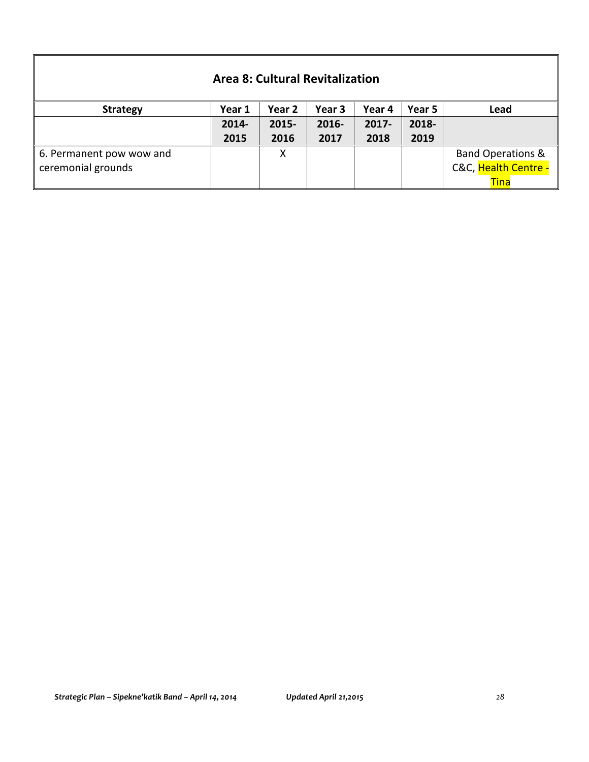## Area 8: Cultural Revitalization

| Strategy | Year 1 | Year 2 | Year 3 | Year 4 | Year 5 | Lead |
|---|---|---|---|---|---|---|
| | 2014-2015 | 2015-2016 | 2016-2017 | 2017-2018 | 2018-2019 | |
| 6. Permanent pow wow and ceremonial grounds | | X | | | | Band Operations & C&C, Health Centre - Tina |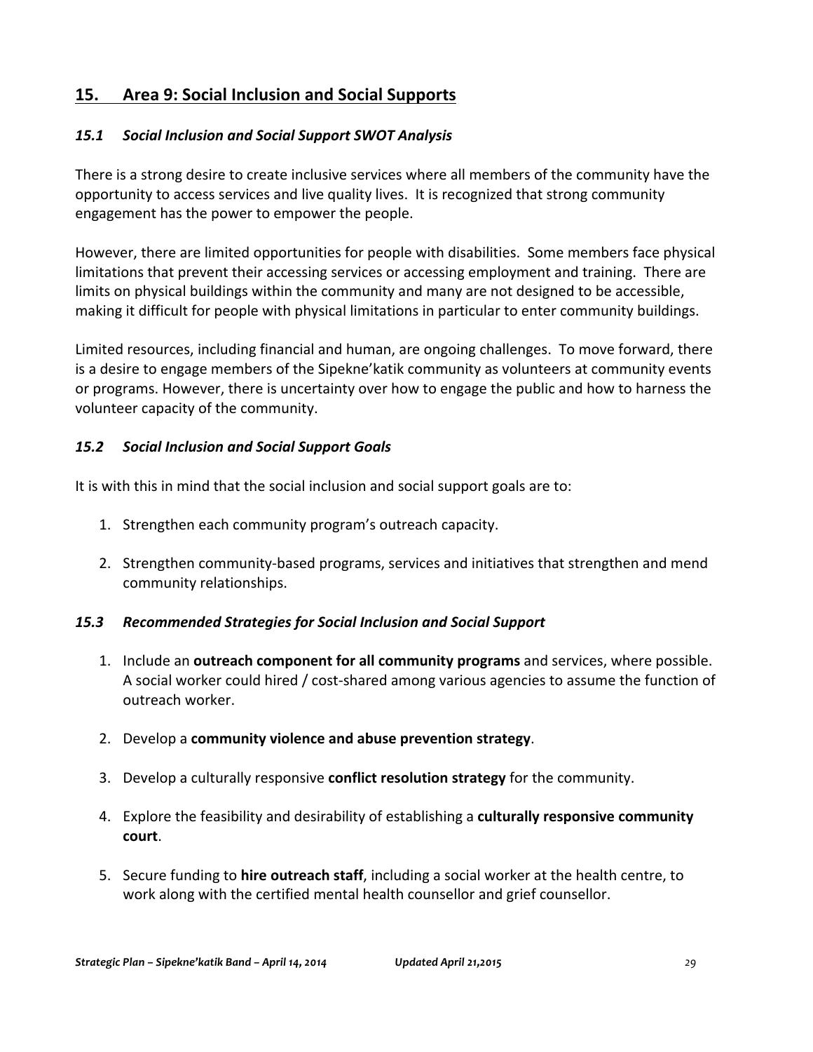## 15. Area 9: Social Inclusion and Social Supports

### *15.1 Social Inclusion and Social Support SWOT Analysis*

There is a strong desire to create inclusive services where all members of the community have the opportunity to access services and live quality lives. It is recognized that strong community engagement has the power to empower the people.

However, there are limited opportunities for people with disabilities. Some members face physical limitations that prevent their accessing services or accessing employment and training. There are limits on physical buildings within the community and many are not designed to be accessible, making it difficult for people with physical limitations in particular to enter community buildings.

Limited resources, including financial and human, are ongoing challenges. To move forward, there is a desire to engage members of the Sipekne'katik community as volunteers at community events or programs. However, there is uncertainty over how to engage the public and how to harness the volunteer capacity of the community.

### *15.2 Social Inclusion and Social Support Goals*

It is with this in mind that the social inclusion and social support goals are to:

1. Strengthen each community program's outreach capacity.

2. Strengthen community-based programs, services and initiatives that strengthen and mend community relationships.

### *15.3 Recommended Strategies for Social Inclusion and Social Support*

1. Include an **outreach component for all community programs** and services, where possible. A social worker could hired / cost-shared among various agencies to assume the function of outreach worker.

2. Develop a **community violence and abuse prevention strategy**.

3. Develop a culturally responsive **conflict resolution strategy** for the community.

4. Explore the feasibility and desirability of establishing a **culturally responsive community court**.

5. Secure funding to **hire outreach staff**, including a social worker at the health centre, to work along with the certified mental health counsellor and grief counsellor.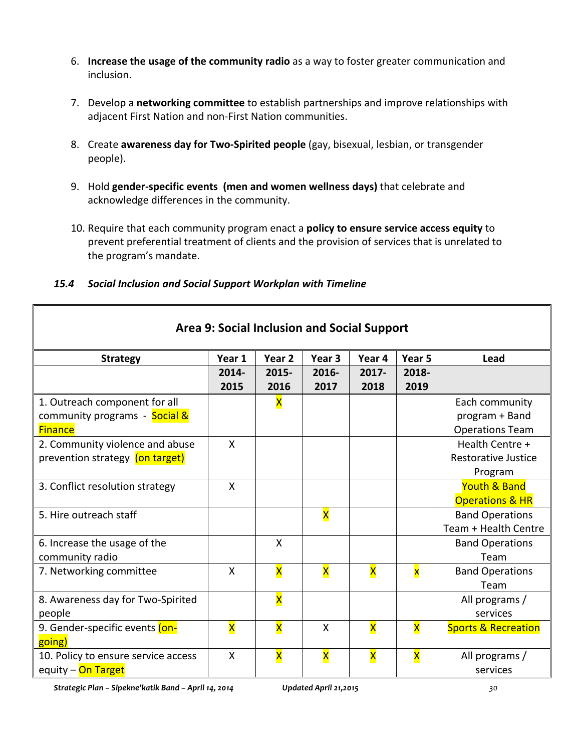6. **Increase the usage of the community radio** as a way to foster greater communication and inclusion.

7. Develop a **networking committee** to establish partnerships and improve relationships with adjacent First Nation and non-First Nation communities.

8. Create **awareness day for Two-Spirited people** (gay, bisexual, lesbian, or transgender people).

9. Hold **gender-specific events (men and women wellness days)** that celebrate and acknowledge differences in the community.

10. Require that each community program enact a **policy to ensure service access equity** to prevent preferential treatment of clients and the provision of services that is unrelated to the program's mandate.

### *15.4 Social Inclusion and Social Support Workplan with Timeline*

| **Area 9: Social Inclusion and Social Support** | | | | | | |
|---|---|---|---|---|---|---|
| **Strategy** | **Year 1** | **Year 2** | **Year 3** | **Year 4** | **Year 5** | **Lead** |
| | **2014-2015** | **2015-2016** | **2016-2017** | **2017-2018** | **2018-2019** | |
| 1. Outreach component for all community programs - Social & Finance | | X | | | | Each community program + Band Operations Team |
| 2. Community violence and abuse prevention strategy (on target) | X | | | | | Health Centre + Restorative Justice Program |
| 3. Conflict resolution strategy | X | | | | | Youth & Band Operations & HR |
| 5. Hire outreach staff | | | X | | | Band Operations Team + Health Centre |
| 6. Increase the usage of the community radio | | X | | | | Band Operations Team |
| 7. Networking committee | X | X | X | X | x | Band Operations Team |
| 8. Awareness day for Two-Spirited people | | X | | | | All programs / services |
| 9. Gender-specific events (on-going) | X | X | X | X | X | Sports & Recreation |
| 10. Policy to ensure service access equity – On Target | X | X | X | X | X | All programs / services |

*Strategic Plan – Sipekne'katik Band – April 14, 2014* *Updated April 21,2015*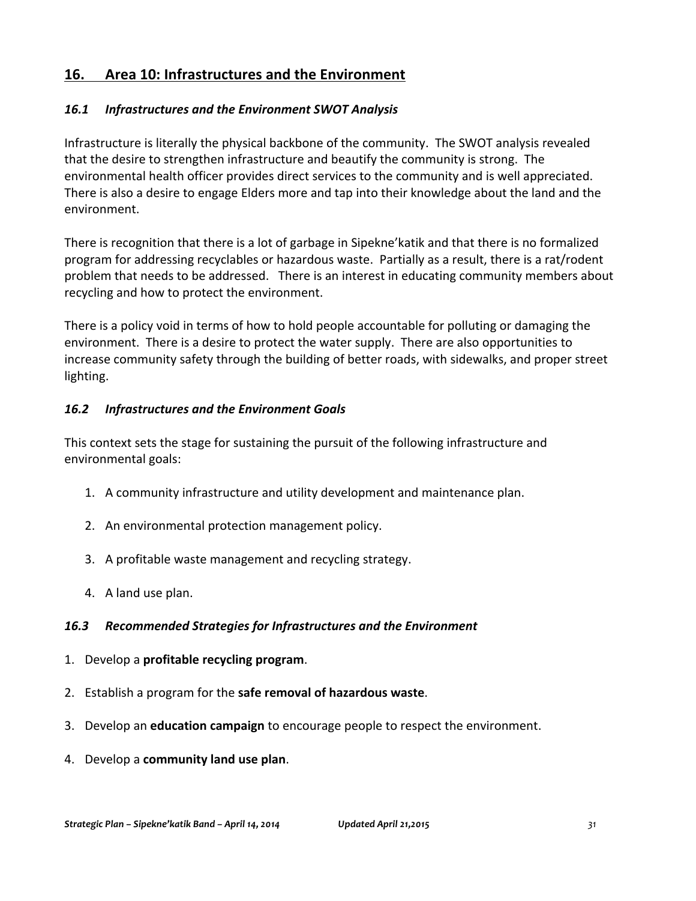## 16. Area 10: Infrastructures and the Environment

### *16.1 Infrastructures and the Environment SWOT Analysis*

Infrastructure is literally the physical backbone of the community. The SWOT analysis revealed that the desire to strengthen infrastructure and beautify the community is strong. The environmental health officer provides direct services to the community and is well appreciated. There is also a desire to engage Elders more and tap into their knowledge about the land and the environment.

There is recognition that there is a lot of garbage in Sipekne'katik and that there is no formalized program for addressing recyclables or hazardous waste. Partially as a result, there is a rat/rodent problem that needs to be addressed. There is an interest in educating community members about recycling and how to protect the environment.

There is a policy void in terms of how to hold people accountable for polluting or damaging the environment. There is a desire to protect the water supply. There are also opportunities to increase community safety through the building of better roads, with sidewalks, and proper street lighting.

### *16.2 Infrastructures and the Environment Goals*

This context sets the stage for sustaining the pursuit of the following infrastructure and environmental goals:

1. A community infrastructure and utility development and maintenance plan.
2. An environmental protection management policy.
3. A profitable waste management and recycling strategy.
4. A land use plan.

### *16.3 Recommended Strategies for Infrastructures and the Environment*

1. Develop a **profitable recycling program**.
2. Establish a program for the **safe removal of hazardous waste**.
3. Develop an **education campaign** to encourage people to respect the environment.
4. Develop a **community land use plan**.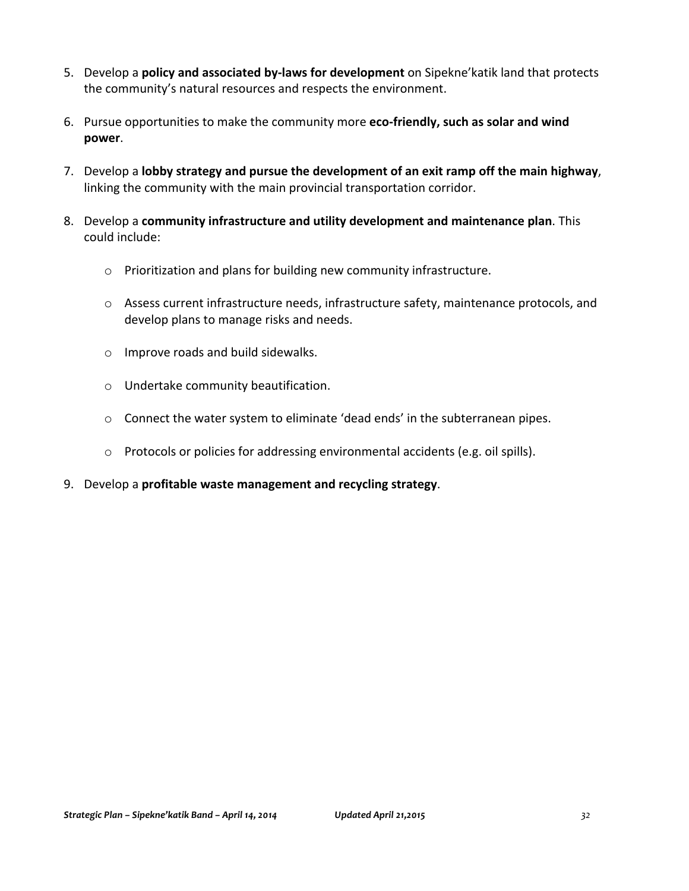5. Develop a **policy and associated by-laws for development** on Sipekne'katik land that protects the community's natural resources and respects the environment.

6. Pursue opportunities to make the community more **eco-friendly, such as solar and wind power**.

7. Develop a **lobby strategy and pursue the development of an exit ramp off the main highway**, linking the community with the main provincial transportation corridor.

8. Develop a **community infrastructure and utility development and maintenance plan**. This could include:

    - Prioritization and plans for building new community infrastructure.

    - Assess current infrastructure needs, infrastructure safety, maintenance protocols, and develop plans to manage risks and needs.

    - Improve roads and build sidewalks.

    - Undertake community beautification.

    - Connect the water system to eliminate 'dead ends' in the subterranean pipes.

    - Protocols or policies for addressing environmental accidents (e.g. oil spills).

9. Develop a **profitable waste management and recycling strategy**.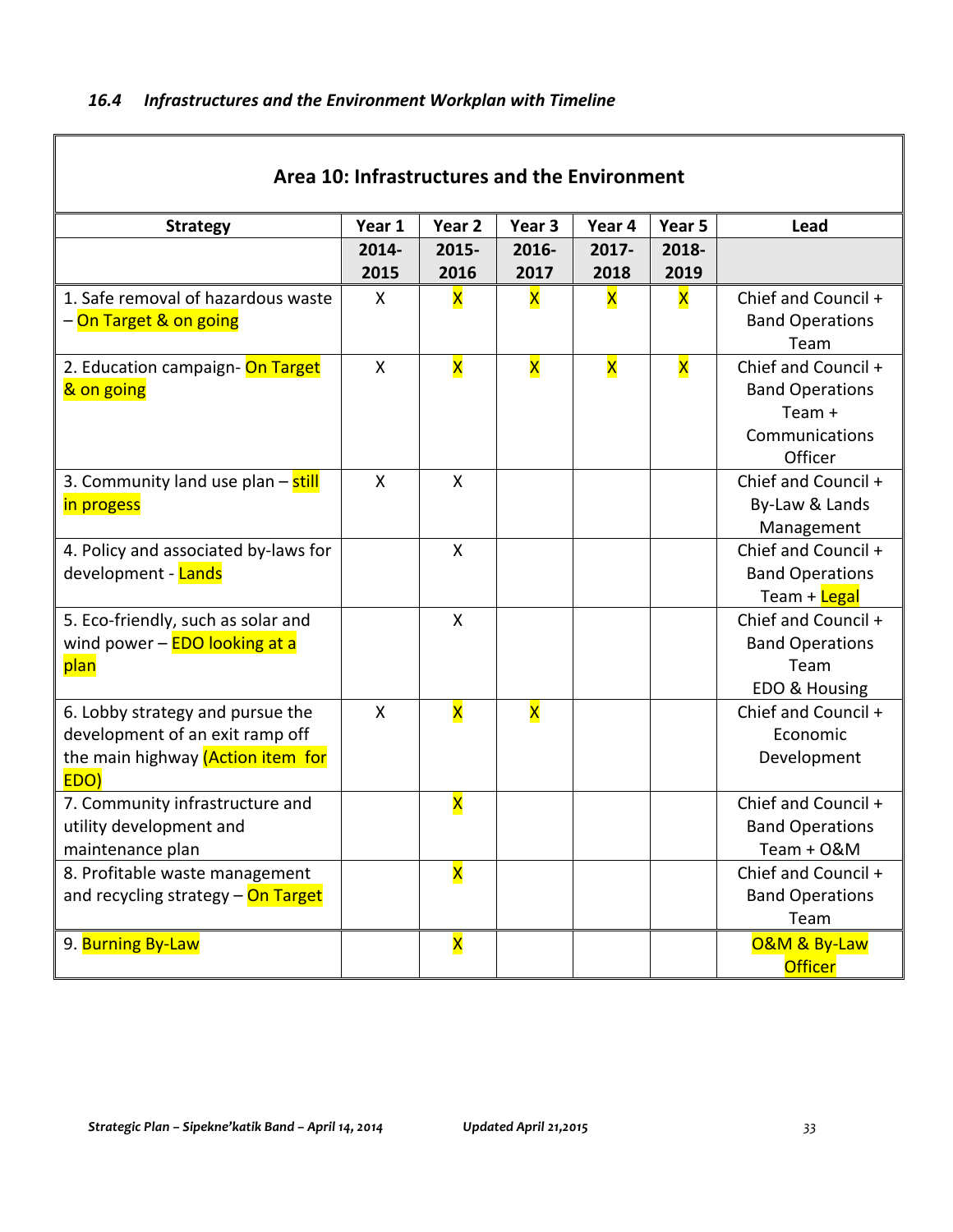### *16.4 Infrastructures and the Environment Workplan with Timeline*

| Area 10: Infrastructures and the Environment | | | | | | |
|---|---|---|---|---|---|---|
| **Strategy** | **Year 1** | **Year 2** | **Year 3** | **Year 4** | **Year 5** | **Lead** |
| | **2014-2015** | **2015-2016** | **2016-2017** | **2017-2018** | **2018-2019** | |
| 1. Safe removal of hazardous waste – On Target & on going | X | X | X | X | X | Chief and Council + Band Operations Team |
| 2. Education campaign- On Target & on going | X | X | X | X | X | Chief and Council + Band Operations Team + Communications Officer |
| 3. Community land use plan – still in progess | X | X | | | | Chief and Council + By-Law & Lands Management |
| 4. Policy and associated by-laws for development - Lands | | X | | | | Chief and Council + Band Operations Team + Legal |
| 5. Eco-friendly, such as solar and wind power – EDO looking at a plan | | X | | | | Chief and Council + Band Operations Team EDO & Housing |
| 6. Lobby strategy and pursue the development of an exit ramp off the main highway (Action item for EDO) | X | X | X | | | Chief and Council + Economic Development |
| 7. Community infrastructure and utility development and maintenance plan | | X | | | | Chief and Council + Band Operations Team + O&M |
| 8. Profitable waste management and recycling strategy – On Target | | X | | | | Chief and Council + Band Operations Team |
| 9. Burning By-Law | | X | | | | O&M & By-Law Officer |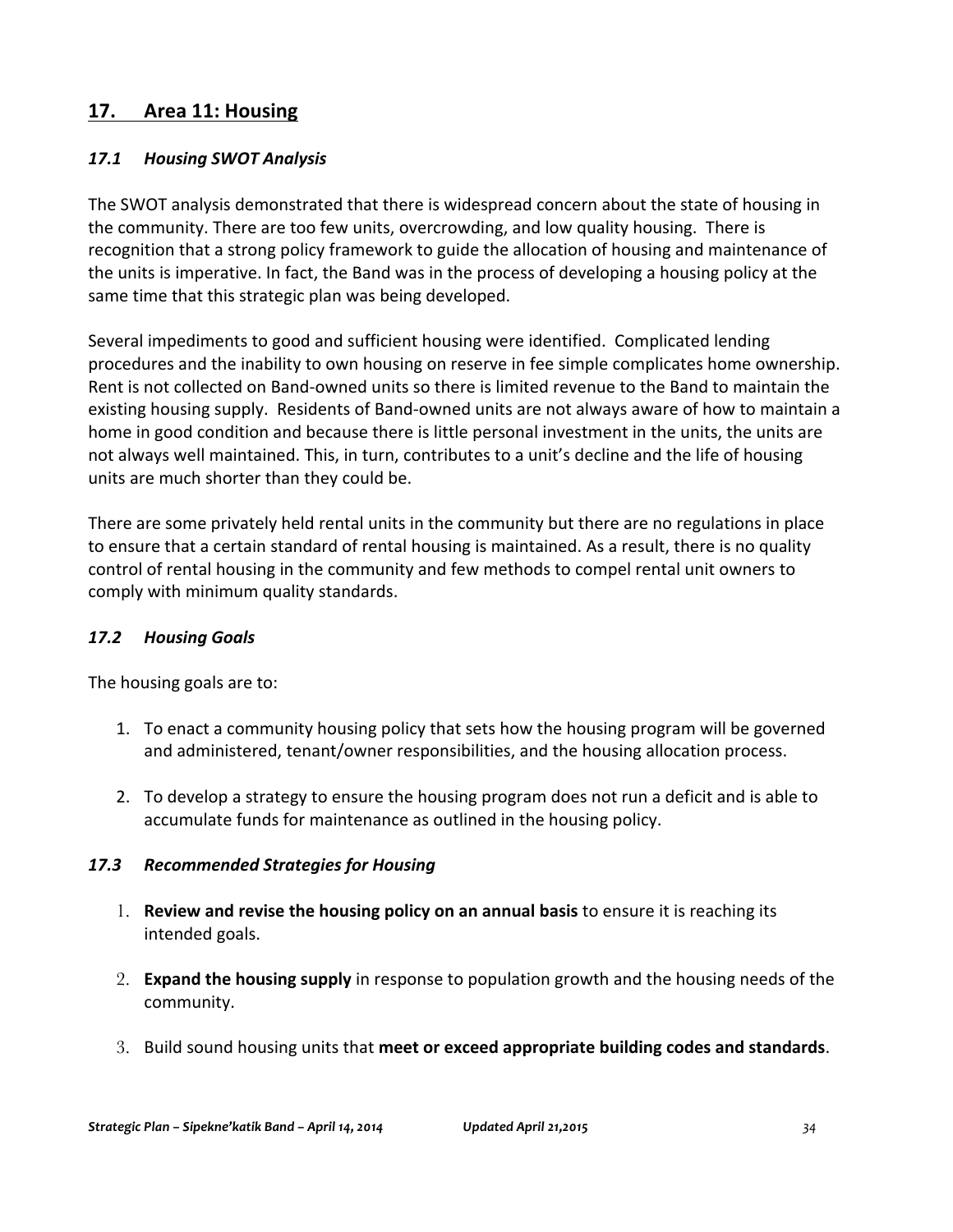## 17. Area 11: Housing

### *17.1 Housing SWOT Analysis*

The SWOT analysis demonstrated that there is widespread concern about the state of housing in the community. There are too few units, overcrowding, and low quality housing. There is recognition that a strong policy framework to guide the allocation of housing and maintenance of the units is imperative. In fact, the Band was in the process of developing a housing policy at the same time that this strategic plan was being developed.

Several impediments to good and sufficient housing were identified. Complicated lending procedures and the inability to own housing on reserve in fee simple complicates home ownership. Rent is not collected on Band-owned units so there is limited revenue to the Band to maintain the existing housing supply. Residents of Band-owned units are not always aware of how to maintain a home in good condition and because there is little personal investment in the units, the units are not always well maintained. This, in turn, contributes to a unit's decline and the life of housing units are much shorter than they could be.

There are some privately held rental units in the community but there are no regulations in place to ensure that a certain standard of rental housing is maintained. As a result, there is no quality control of rental housing in the community and few methods to compel rental unit owners to comply with minimum quality standards.

### *17.2 Housing Goals*

The housing goals are to:

1. To enact a community housing policy that sets how the housing program will be governed and administered, tenant/owner responsibilities, and the housing allocation process.

2. To develop a strategy to ensure the housing program does not run a deficit and is able to accumulate funds for maintenance as outlined in the housing policy.

### *17.3 Recommended Strategies for Housing*

1. **Review and revise the housing policy on an annual basis** to ensure it is reaching its intended goals.

2. **Expand the housing supply** in response to population growth and the housing needs of the community.

3. Build sound housing units that **meet or exceed appropriate building codes and standards**.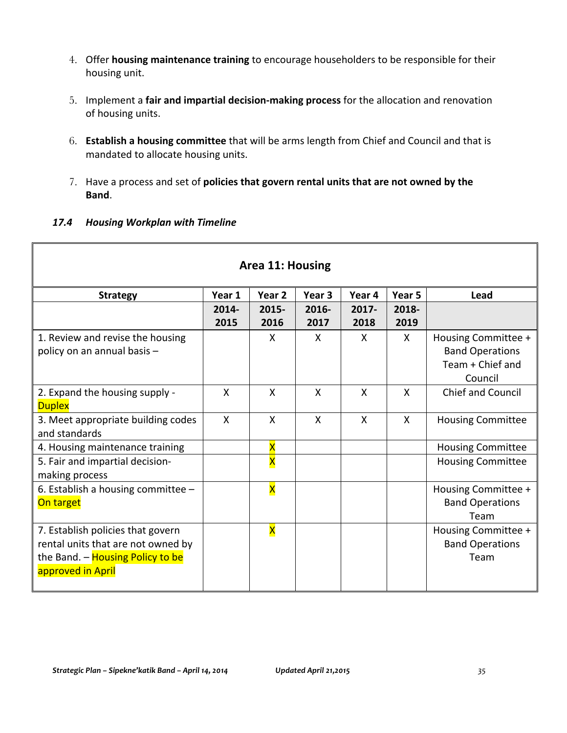4. Offer **housing maintenance training** to encourage householders to be responsible for their housing unit.

5. Implement a **fair and impartial decision-making process** for the allocation and renovation of housing units.

6. **Establish a housing committee** that will be arms length from Chief and Council and that is mandated to allocate housing units.

7. Have a process and set of **policies that govern rental units that are not owned by the Band**.

### *17.4 Housing Workplan with Timeline*

| Area 11: Housing | | | | | | |
|---|---|---|---|---|---|---|
| **Strategy** | **Year 1** | **Year 2** | **Year 3** | **Year 4** | **Year 5** | **Lead** |
| | **2014-2015** | **2015-2016** | **2016-2017** | **2017-2018** | **2018-2019** | |
| 1. Review and revise the housing policy on an annual basis – | | X | X | X | X | Housing Committee + Band Operations Team + Chief and Council |
| 2. Expand the housing supply - Duplex | X | X | X | X | X | Chief and Council |
| 3. Meet appropriate building codes and standards | X | X | X | X | X | Housing Committee |
| 4. Housing maintenance training | | X | | | | Housing Committee |
| 5. Fair and impartial decision-making process | | X | | | | Housing Committee |
| 6. Establish a housing committee – On target | | X | | | | Housing Committee + Band Operations Team |
| 7. Establish policies that govern rental units that are not owned by the Band. – Housing Policy to be approved in April | | X | | | | Housing Committee + Band Operations Team |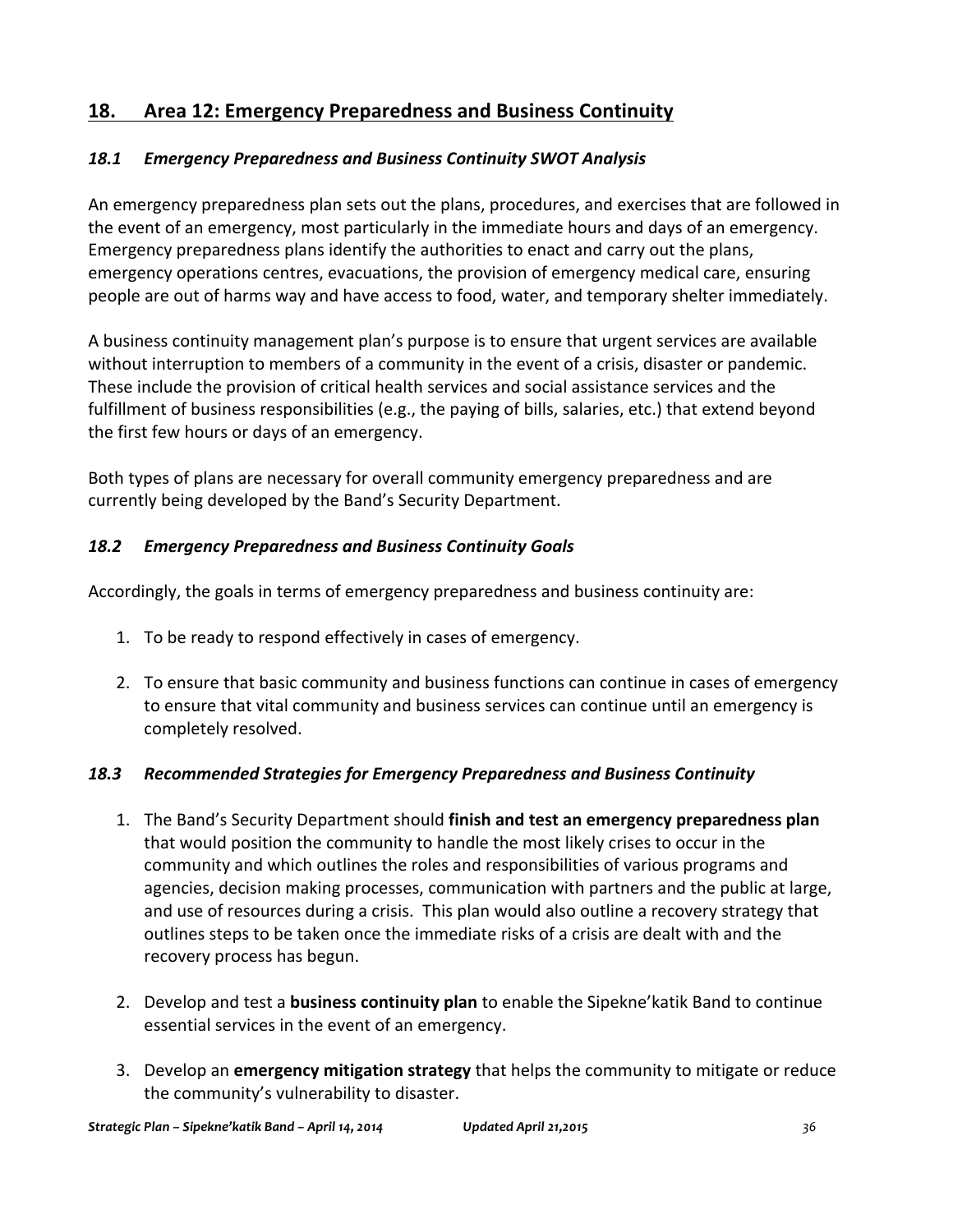## 18. Area 12: Emergency Preparedness and Business Continuity

### *18.1 Emergency Preparedness and Business Continuity SWOT Analysis*

An emergency preparedness plan sets out the plans, procedures, and exercises that are followed in the event of an emergency, most particularly in the immediate hours and days of an emergency. Emergency preparedness plans identify the authorities to enact and carry out the plans, emergency operations centres, evacuations, the provision of emergency medical care, ensuring people are out of harms way and have access to food, water, and temporary shelter immediately.

A business continuity management plan's purpose is to ensure that urgent services are available without interruption to members of a community in the event of a crisis, disaster or pandemic. These include the provision of critical health services and social assistance services and the fulfillment of business responsibilities (e.g., the paying of bills, salaries, etc.) that extend beyond the first few hours or days of an emergency.

Both types of plans are necessary for overall community emergency preparedness and are currently being developed by the Band's Security Department.

### *18.2 Emergency Preparedness and Business Continuity Goals*

Accordingly, the goals in terms of emergency preparedness and business continuity are:

1. To be ready to respond effectively in cases of emergency.

2. To ensure that basic community and business functions can continue in cases of emergency to ensure that vital community and business services can continue until an emergency is completely resolved.

### *18.3 Recommended Strategies for Emergency Preparedness and Business Continuity*

1. The Band's Security Department should **finish and test an emergency preparedness plan** that would position the community to handle the most likely crises to occur in the community and which outlines the roles and responsibilities of various programs and agencies, decision making processes, communication with partners and the public at large, and use of resources during a crisis. This plan would also outline a recovery strategy that outlines steps to be taken once the immediate risks of a crisis are dealt with and the recovery process has begun.

2. Develop and test a **business continuity plan** to enable the Sipekne'katik Band to continue essential services in the event of an emergency.

3. Develop an **emergency mitigation strategy** that helps the community to mitigate or reduce the community's vulnerability to disaster.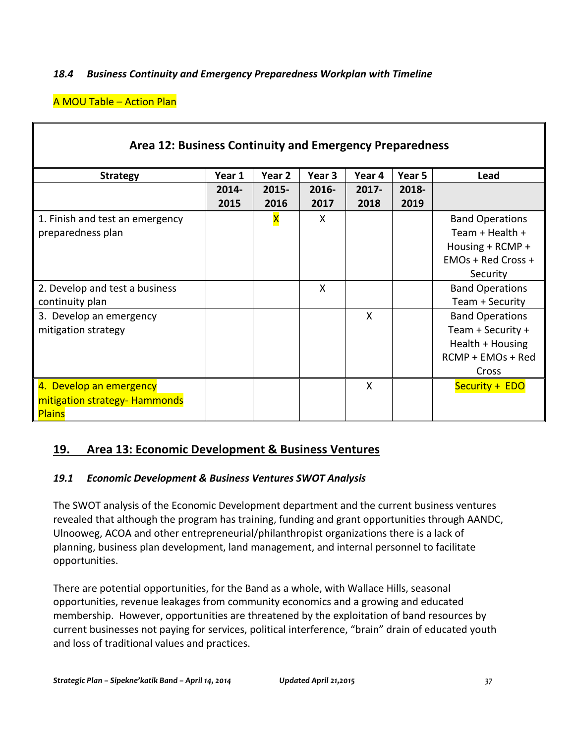### *18.4 Business Continuity and Emergency Preparedness Workplan with Timeline*

A MOU Table – Action Plan

| Area 12: Business Continuity and Emergency Preparedness | | | | | | |
|---|---|---|---|---|---|---|
| **Strategy** | **Year 1** | **Year 2** | **Year 3** | **Year 4** | **Year 5** | **Lead** |
| | **2014-2015** | **2015-2016** | **2016-2017** | **2017-2018** | **2018-2019** | |
| 1. Finish and test an emergency preparedness plan | | X | X | | | Band Operations Team + Health + Housing + RCMP + EMOs + Red Cross + Security |
| 2. Develop and test a business continuity plan | | | X | | | Band Operations Team + Security |
| 3. Develop an emergency mitigation strategy | | | | X | | Band Operations Team + Security + Health + Housing RCMP + EMOs + Red Cross |
| 4. Develop an emergency mitigation strategy- Hammonds Plains | | | | X | | Security + EDO |

## 19. Area 13: Economic Development & Business Ventures

### *19.1 Economic Development & Business Ventures SWOT Analysis*

The SWOT analysis of the Economic Development department and the current business ventures revealed that although the program has training, funding and grant opportunities through AANDC, Ulnooweg, ACOA and other entrepreneurial/philanthropist organizations there is a lack of planning, business plan development, land management, and internal personnel to facilitate opportunities.

There are potential opportunities, for the Band as a whole, with Wallace Hills, seasonal opportunities, revenue leakages from community economics and a growing and educated membership. However, opportunities are threatened by the exploitation of band resources by current businesses not paying for services, political interference, "brain" drain of educated youth and loss of traditional values and practices.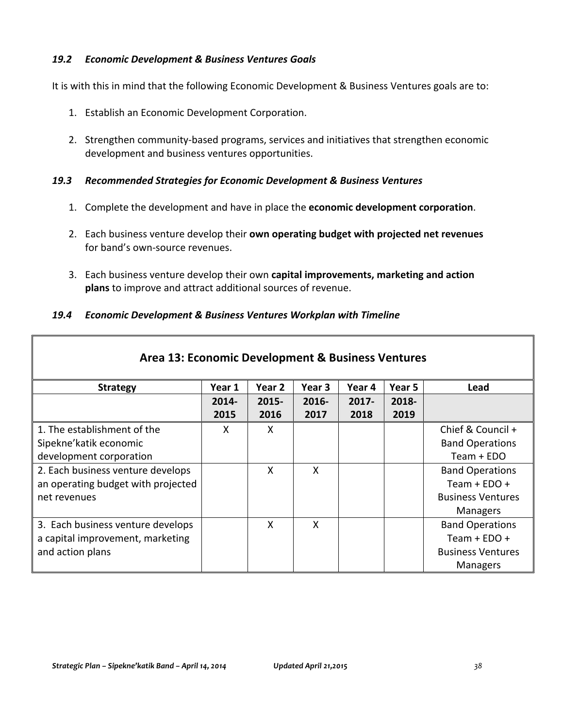### *19.2 Economic Development & Business Ventures Goals*

It is with this in mind that the following Economic Development & Business Ventures goals are to:

1. Establish an Economic Development Corporation.

2. Strengthen community-based programs, services and initiatives that strengthen economic development and business ventures opportunities.

### *19.3 Recommended Strategies for Economic Development & Business Ventures*

1. Complete the development and have in place the **economic development corporation**.

2. Each business venture develop their **own operating budget with projected net revenues** for band's own-source revenues.

3. Each business venture develop their own **capital improvements, marketing and action plans** to improve and attract additional sources of revenue.

### *19.4 Economic Development & Business Ventures Workplan with Timeline*

| **Area 13: Economic Development & Business Ventures** | | | | | | |
|---|---|---|---|---|---|---|
| **Strategy** | **Year 1** | **Year 2** | **Year 3** | **Year 4** | **Year 5** | **Lead** |
| | **2014-2015** | **2015-2016** | **2016-2017** | **2017-2018** | **2018-2019** | |
| 1. The establishment of the Sipekne'katik economic development corporation | X | X | | | | Chief & Council + Band Operations Team + EDO |
| 2. Each business venture develops an operating budget with projected net revenues | | X | X | | | Band Operations Team + EDO + Business Ventures Managers |
| 3. Each business venture develops a capital improvement, marketing and action plans | | X | X | | | Band Operations Team + EDO + Business Ventures Managers |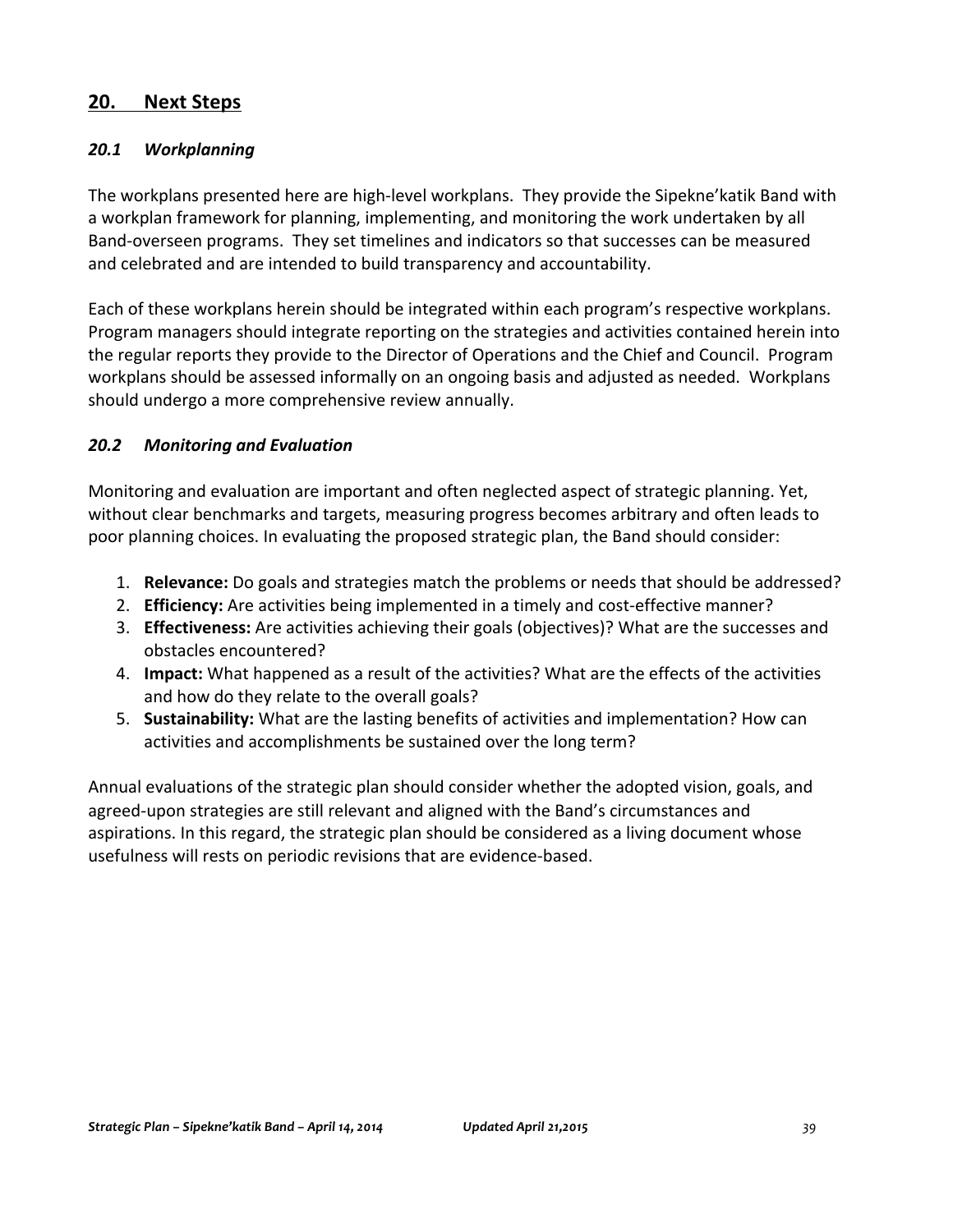## 20. Next Steps

### *20.1 Workplanning*

The workplans presented here are high-level workplans. They provide the Sipekne'katik Band with a workplan framework for planning, implementing, and monitoring the work undertaken by all Band-overseen programs. They set timelines and indicators so that successes can be measured and celebrated and are intended to build transparency and accountability.

Each of these workplans herein should be integrated within each program's respective workplans. Program managers should integrate reporting on the strategies and activities contained herein into the regular reports they provide to the Director of Operations and the Chief and Council. Program workplans should be assessed informally on an ongoing basis and adjusted as needed. Workplans should undergo a more comprehensive review annually.

### *20.2 Monitoring and Evaluation*

Monitoring and evaluation are important and often neglected aspect of strategic planning. Yet, without clear benchmarks and targets, measuring progress becomes arbitrary and often leads to poor planning choices. In evaluating the proposed strategic plan, the Band should consider:

1. **Relevance:** Do goals and strategies match the problems or needs that should be addressed?
2. **Efficiency:** Are activities being implemented in a timely and cost-effective manner?
3. **Effectiveness:** Are activities achieving their goals (objectives)? What are the successes and obstacles encountered?
4. **Impact:** What happened as a result of the activities? What are the effects of the activities and how do they relate to the overall goals?
5. **Sustainability:** What are the lasting benefits of activities and implementation? How can activities and accomplishments be sustained over the long term?

Annual evaluations of the strategic plan should consider whether the adopted vision, goals, and agreed-upon strategies are still relevant and aligned with the Band's circumstances and aspirations. In this regard, the strategic plan should be considered as a living document whose usefulness will rests on periodic revisions that are evidence-based.